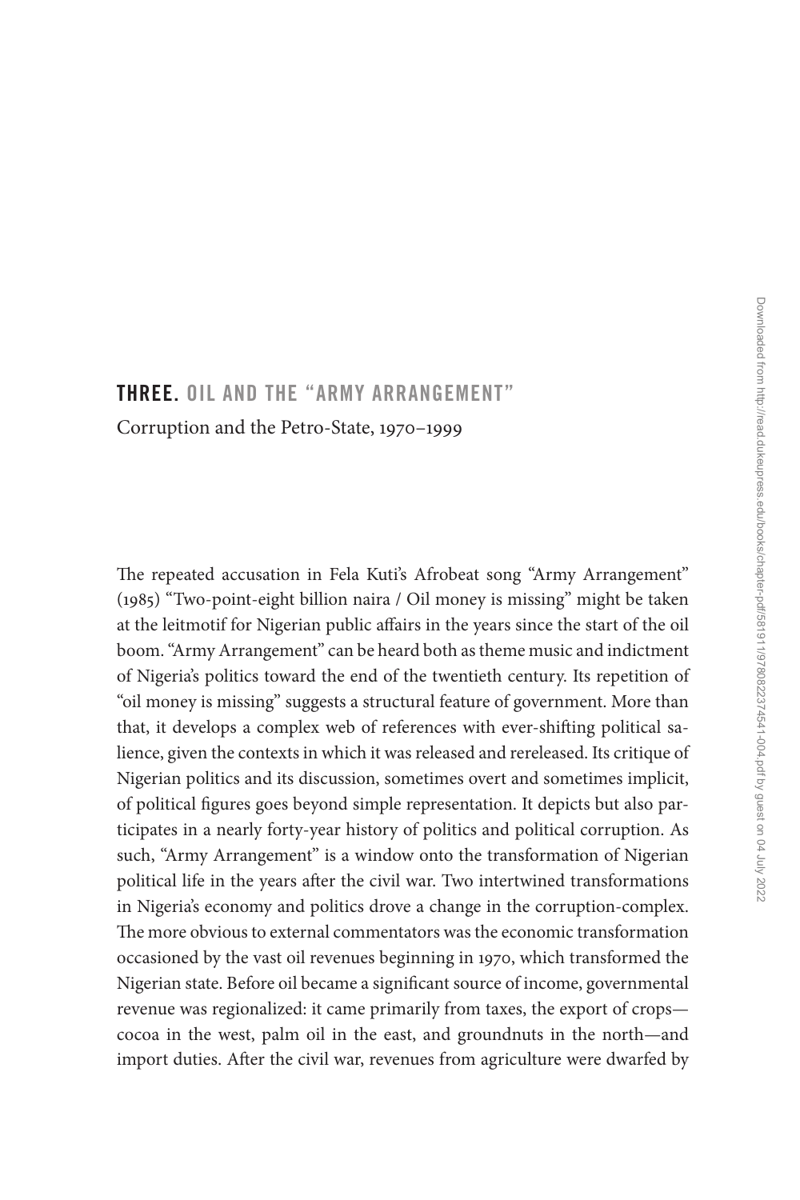# THREE. OIL AND THE "ARMY ARRANGEMENT"

Corruption and the Petro-State, 1970–1999

The repeated accusation in Fela Kuti's Afrobeat song "Army Arrangement" (1985) "Two-point-eight billion naira / Oil money is missing" might be taken at the leitmotif for Nigerian public affairs in the years since the start of the oil boom. "Army Arrangement" can be heard both as theme music and indictment of Nigeria's politics toward the end of the twentieth century. Its repetition of "oil money is missing" suggests a structural feature of government. More than that, it develops a complex web of references with ever-shifting political salience, given the contexts in which it was released and rereleased. Its critique of Nigerian politics and its discussion, sometimes overt and sometimes implicit, of political figures goes beyond simple representation. It depicts but also participates in a nearly forty-year history of politics and political corruption. As such, "Army Arrangement" is a window onto the transformation of Nigerian political life in the years after the civil war. Two intertwined transformations in Nigeria's economy and politics drove a change in the corruption-complex. The more obvious to external commentators was the economic transformation occasioned by the vast oil revenues beginning in 1970, which transformed the Nigerian state. Before oil became a significant source of income, governmental revenue was regionalized: it came primarily from taxes, the export of crops—cocoa in the west, palm oil in the east, and groundnuts in the north—and import duties. After the civil war, revenues from agriculture were dwarfed by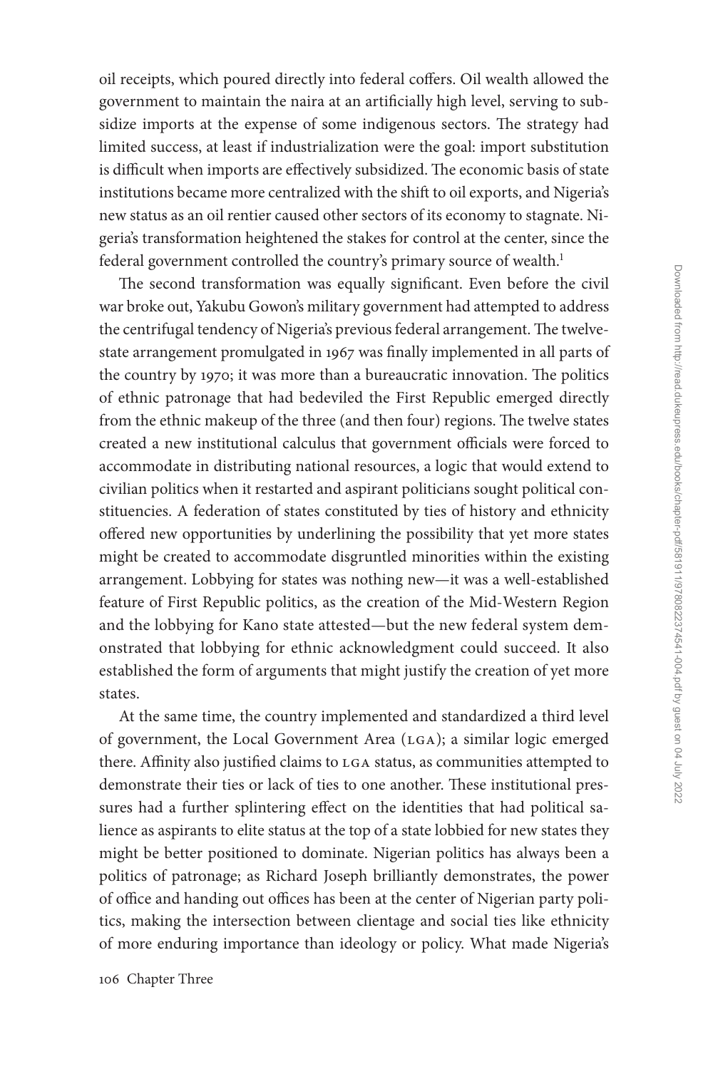oil receipts, which poured directly into federal coffers. Oil wealth allowed the government to maintain the naira at an artificially high level, serving to subsidize imports at the expense of some indigenous sectors. The strategy had limited success, at least if industrialization were the goal: import substitution is difficult when imports are effectively subsidized. The economic basis of state institutions became more centralized with the shift to oil exports, and Nigeria's new status as an oil rentier caused other sectors of its economy to stagnate. Nigeria's transformation heightened the stakes for control at the center, since the federal government controlled the country's primary source of wealth.[1]

The second transformation was equally significant. Even before the civil war broke out, Yakubu Gowon's military government had attempted to address the centrifugal tendency of Nigeria's previous federal arrangement. The twelve-state arrangement promulgated in 1967 was finally implemented in all parts of the country by 1970; it was more than a bureaucratic innovation. The politics of ethnic patronage that had bedeviled the First Republic emerged directly from the ethnic makeup of the three (and then four) regions. The twelve states created a new institutional calculus that government officials were forced to accommodate in distributing national resources, a logic that would extend to civilian politics when it restarted and aspirant politicians sought political constituencies. A federation of states constituted by ties of history and ethnicity offered new opportunities by underlining the possibility that yet more states might be created to accommodate disgruntled minorities within the existing arrangement. Lobbying for states was nothing new—it was a well-established feature of First Republic politics, as the creation of the Mid-Western Region and the lobbying for Kano state attested—but the new federal system demonstrated that lobbying for ethnic acknowledgment could succeed. It also established the form of arguments that might justify the creation of yet more states.

At the same time, the country implemented and standardized a third level of government, the Local Government Area (LGA); a similar logic emerged there. Affinity also justified claims to LGA status, as communities attempted to demonstrate their ties or lack of ties to one another. These institutional pressures had a further splintering effect on the identities that had political salience as aspirants to elite status at the top of a state lobbied for new states they might be better positioned to dominate. Nigerian politics has always been a politics of patronage; as Richard Joseph brilliantly demonstrates, the power of office and handing out offices has been at the center of Nigerian party politics, making the intersection between clientage and social ties like ethnicity of more enduring importance than ideology or policy. What made Nigeria's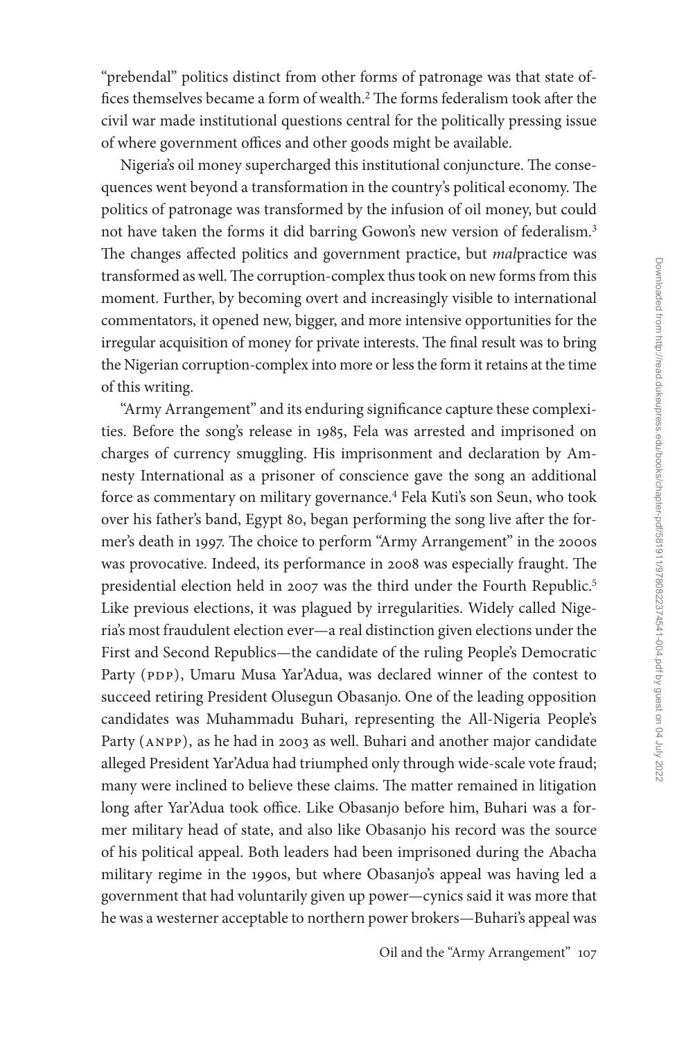"prebendal" politics distinct from other forms of patronage was that state offices themselves became a form of wealth.[2] The forms federalism took after the civil war made institutional questions central for the politically pressing issue of where government offices and other goods might be available.

Nigeria's oil money supercharged this institutional conjuncture. The consequences went beyond a transformation in the country's political economy. The politics of patronage was transformed by the infusion of oil money, but could not have taken the forms it did barring Gowon's new version of federalism.[3] The changes affected politics and government practice, but *mal*practice was transformed as well. The corruption-complex thus took on new forms from this moment. Further, by becoming overt and increasingly visible to international commentators, it opened new, bigger, and more intensive opportunities for the irregular acquisition of money for private interests. The final result was to bring the Nigerian corruption-complex into more or less the form it retains at the time of this writing.

"Army Arrangement" and its enduring significance capture these complexities. Before the song's release in 1985, Fela was arrested and imprisoned on charges of currency smuggling. His imprisonment and declaration by Amnesty International as a prisoner of conscience gave the song an additional force as commentary on military governance.[4] Fela Kuti's son Seun, who took over his father's band, Egypt 80, began performing the song live after the former's death in 1997. The choice to perform "Army Arrangement" in the 2000s was provocative. Indeed, its performance in 2008 was especially fraught. The presidential election held in 2007 was the third under the Fourth Republic.[5] Like previous elections, it was plagued by irregularities. Widely called Nigeria's most fraudulent election ever—a real distinction given elections under the First and Second Republics—the candidate of the ruling People's Democratic Party (PDP), Umaru Musa Yar'Adua, was declared winner of the contest to succeed retiring President Olusegun Obasanjo. One of the leading opposition candidates was Muhammadu Buhari, representing the All-Nigeria People's Party (ANPP), as he had in 2003 as well. Buhari and another major candidate alleged President Yar'Adua had triumphed only through wide-scale vote fraud; many were inclined to believe these claims. The matter remained in litigation long after Yar'Adua took office. Like Obasanjo before him, Buhari was a former military head of state, and also like Obasanjo his record was the source of his political appeal. Both leaders had been imprisoned during the Abacha military regime in the 1990s, but where Obasanjo's appeal was having led a government that had voluntarily given up power—cynics said it was more that he was a westerner acceptable to northern power brokers—Buhari's appeal was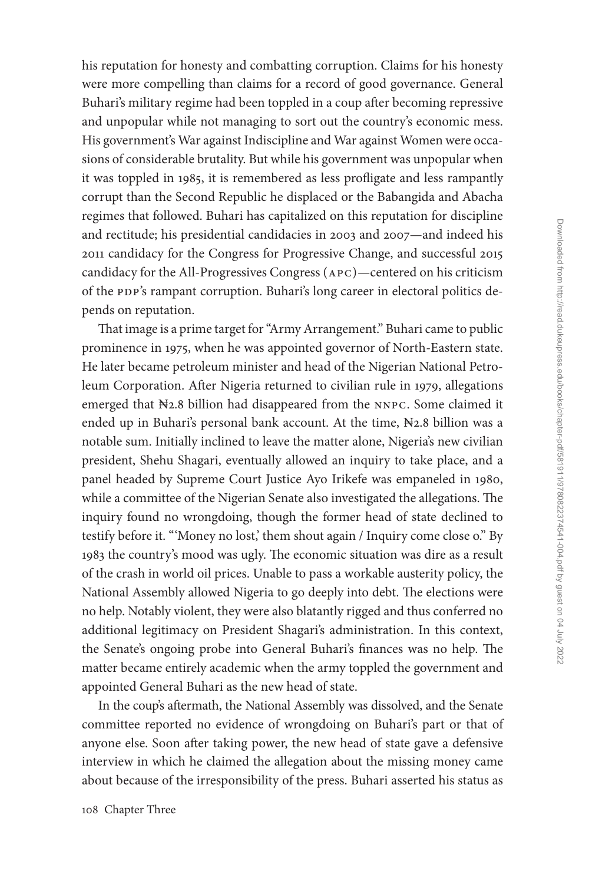his reputation for honesty and combatting corruption. Claims for his honesty were more compelling than claims for a record of good governance. General Buhari's military regime had been toppled in a coup after becoming repressive and unpopular while not managing to sort out the country's economic mess. His government's War against Indiscipline and War against Women were occasions of considerable brutality. But while his government was unpopular when it was toppled in 1985, it is remembered as less profligate and less rampantly corrupt than the Second Republic he displaced or the Babangida and Abacha regimes that followed. Buhari has capitalized on this reputation for discipline and rectitude; his presidential candidacies in 2003 and 2007—and indeed his 2011 candidacy for the Congress for Progressive Change, and successful 2015 candidacy for the All-Progressives Congress (APC)—centered on his criticism of the PDP's rampant corruption. Buhari's long career in electoral politics depends on reputation.

That image is a prime target for "Army Arrangement." Buhari came to public prominence in 1975, when he was appointed governor of North-Eastern state. He later became petroleum minister and head of the Nigerian National Petroleum Corporation. After Nigeria returned to civilian rule in 1979, allegations emerged that ₦2.8 billion had disappeared from the NNPC. Some claimed it ended up in Buhari's personal bank account. At the time, ₦2.8 billion was a notable sum. Initially inclined to leave the matter alone, Nigeria's new civilian president, Shehu Shagari, eventually allowed an inquiry to take place, and a panel headed by Supreme Court Justice Ayo Irikefe was empaneled in 1980, while a committee of the Nigerian Senate also investigated the allegations. The inquiry found no wrongdoing, though the former head of state declined to testify before it. "'Money no lost,' them shout again / Inquiry come close o." By 1983 the country's mood was ugly. The economic situation was dire as a result of the crash in world oil prices. Unable to pass a workable austerity policy, the National Assembly allowed Nigeria to go deeply into debt. The elections were no help. Notably violent, they were also blatantly rigged and thus conferred no additional legitimacy on President Shagari's administration. In this context, the Senate's ongoing probe into General Buhari's finances was no help. The matter became entirely academic when the army toppled the government and appointed General Buhari as the new head of state.

In the coup's aftermath, the National Assembly was dissolved, and the Senate committee reported no evidence of wrongdoing on Buhari's part or that of anyone else. Soon after taking power, the new head of state gave a defensive interview in which he claimed the allegation about the missing money came about because of the irresponsibility of the press. Buhari asserted his status as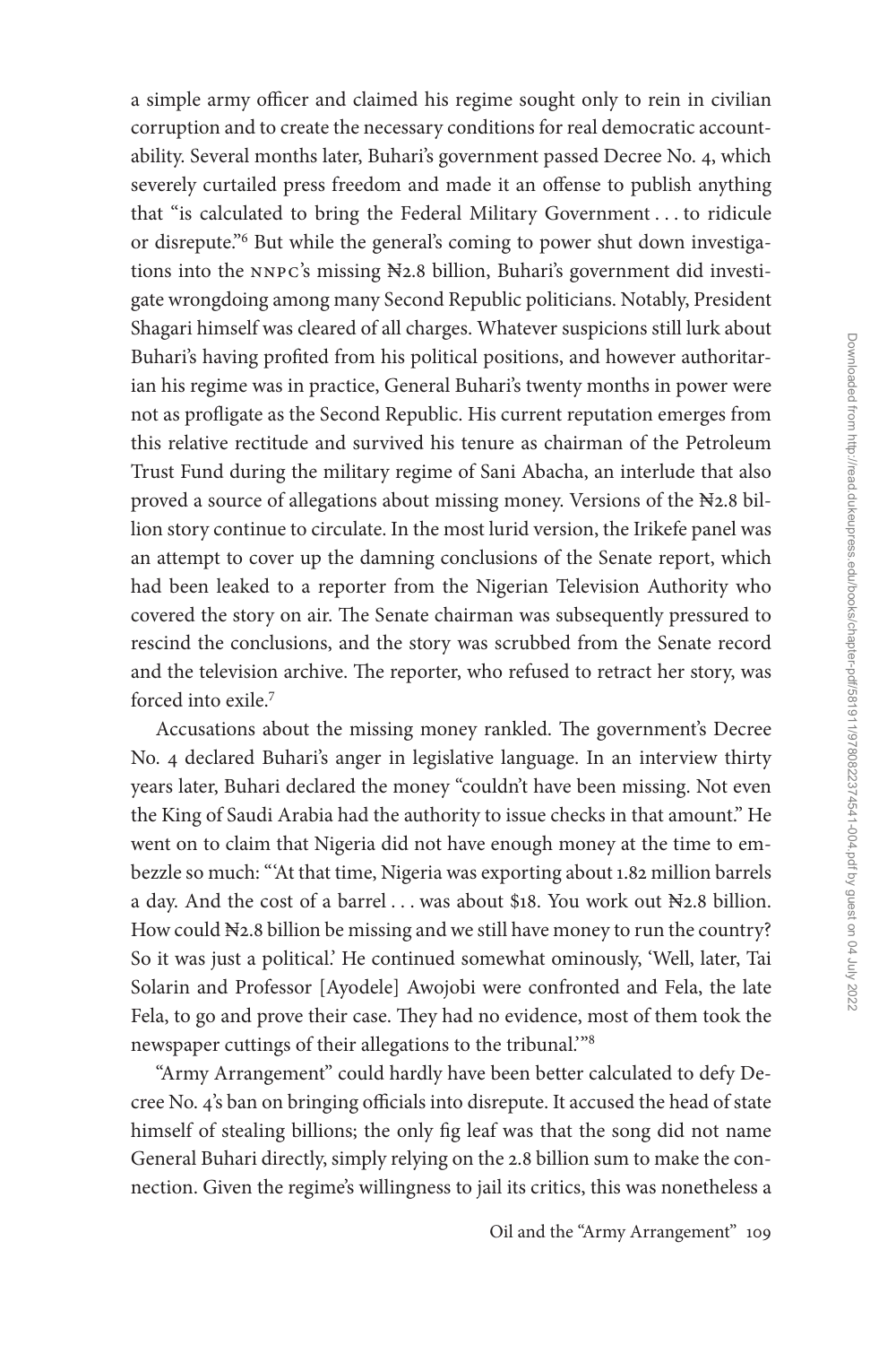a simple army officer and claimed his regime sought only to rein in civilian corruption and to create the necessary conditions for real democratic accountability. Several months later, Buhari's government passed Decree No. 4, which severely curtailed press freedom and made it an offense to publish anything that "is calculated to bring the Federal Military Government . . . to ridicule or disrepute."[6] But while the general's coming to power shut down investigations into the NNPC's missing ₦2.8 billion, Buhari's government did investigate wrongdoing among many Second Republic politicians. Notably, President Shagari himself was cleared of all charges. Whatever suspicions still lurk about Buhari's having profited from his political positions, and however authoritarian his regime was in practice, General Buhari's twenty months in power were not as profligate as the Second Republic. His current reputation emerges from this relative rectitude and survived his tenure as chairman of the Petroleum Trust Fund during the military regime of Sani Abacha, an interlude that also proved a source of allegations about missing money. Versions of the ₦2.8 billion story continue to circulate. In the most lurid version, the Irikefe panel was an attempt to cover up the damning conclusions of the Senate report, which had been leaked to a reporter from the Nigerian Television Authority who covered the story on air. The Senate chairman was subsequently pressured to rescind the conclusions, and the story was scrubbed from the Senate record and the television archive. The reporter, who refused to retract her story, was forced into exile.[7]

Accusations about the missing money rankled. The government's Decree No. 4 declared Buhari's anger in legislative language. In an interview thirty years later, Buhari declared the money "couldn't have been missing. Not even the King of Saudi Arabia had the authority to issue checks in that amount." He went on to claim that Nigeria did not have enough money at the time to embezzle so much: "'At that time, Nigeria was exporting about 1.82 million barrels a day. And the cost of a barrel . . . was about $18. You work out ₦2.8 billion. How could ₦2.8 billion be missing and we still have money to run the country? So it was just a political.' He continued somewhat ominously, 'Well, later, Tai Solarin and Professor [Ayodele] Awojobi were confronted and Fela, the late Fela, to go and prove their case. They had no evidence, most of them took the newspaper cuttings of their allegations to the tribunal.'"[8]

"Army Arrangement" could hardly have been better calculated to defy Decree No. 4's ban on bringing officials into disrepute. It accused the head of state himself of stealing billions; the only fig leaf was that the song did not name General Buhari directly, simply relying on the 2.8 billion sum to make the connection. Given the regime's willingness to jail its critics, this was nonetheless a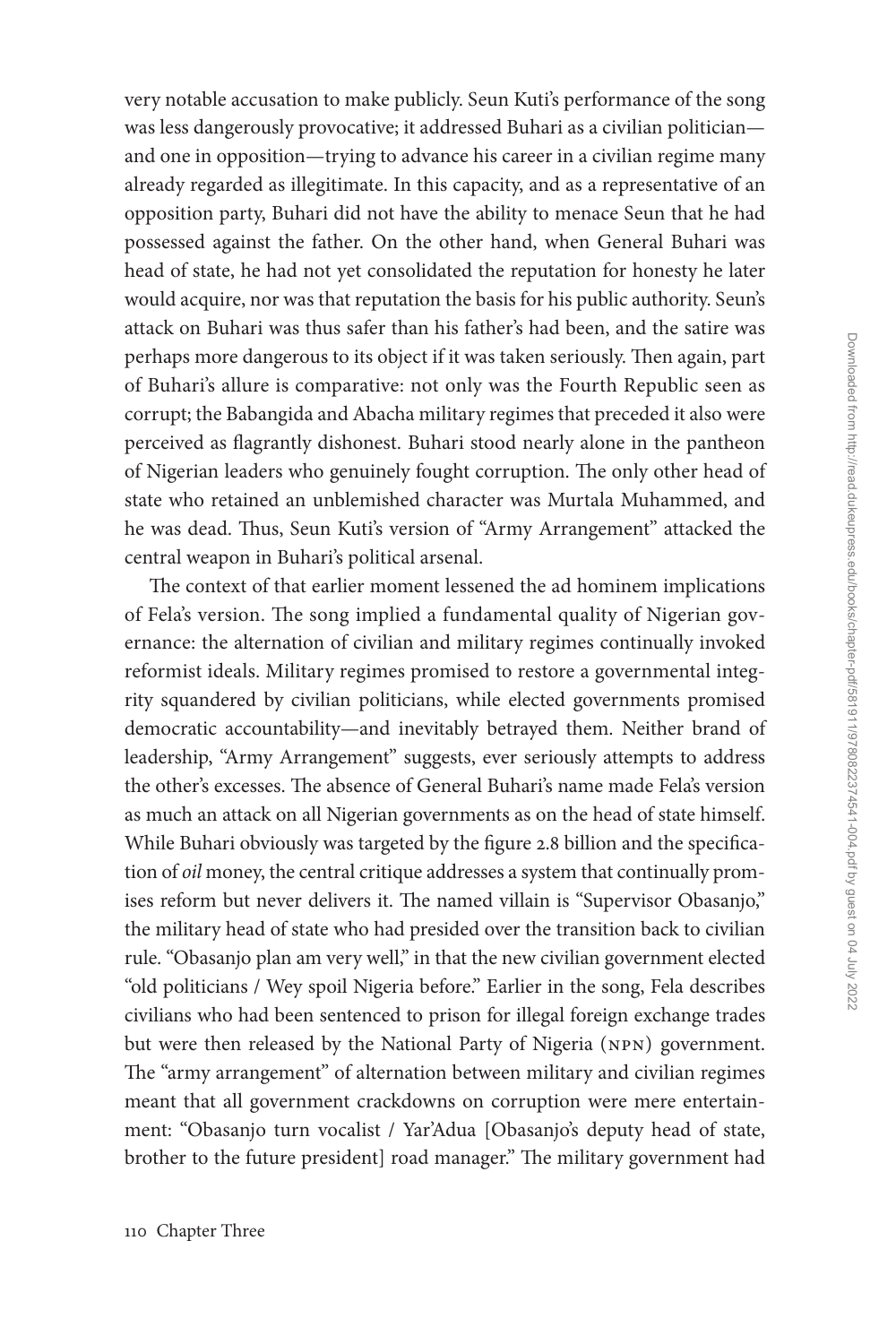very notable accusation to make publicly. Seun Kuti's performance of the song was less dangerously provocative; it addressed Buhari as a civilian politician—and one in opposition—trying to advance his career in a civilian regime many already regarded as illegitimate. In this capacity, and as a representative of an opposition party, Buhari did not have the ability to menace Seun that he had possessed against the father. On the other hand, when General Buhari was head of state, he had not yet consolidated the reputation for honesty he later would acquire, nor was that reputation the basis for his public authority. Seun's attack on Buhari was thus safer than his father's had been, and the satire was perhaps more dangerous to its object if it was taken seriously. Then again, part of Buhari's allure is comparative: not only was the Fourth Republic seen as corrupt; the Babangida and Abacha military regimes that preceded it also were perceived as flagrantly dishonest. Buhari stood nearly alone in the pantheon of Nigerian leaders who genuinely fought corruption. The only other head of state who retained an unblemished character was Murtala Muhammed, and he was dead. Thus, Seun Kuti's version of "Army Arrangement" attacked the central weapon in Buhari's political arsenal.

The context of that earlier moment lessened the ad hominem implications of Fela's version. The song implied a fundamental quality of Nigerian governance: the alternation of civilian and military regimes continually invoked reformist ideals. Military regimes promised to restore a governmental integrity squandered by civilian politicians, while elected governments promised democratic accountability—and inevitably betrayed them. Neither brand of leadership, "Army Arrangement" suggests, ever seriously attempts to address the other's excesses. The absence of General Buhari's name made Fela's version as much an attack on all Nigerian governments as on the head of state himself. While Buhari obviously was targeted by the figure 2.8 billion and the specification of *oil* money, the central critique addresses a system that continually promises reform but never delivers it. The named villain is "Supervisor Obasanjo," the military head of state who had presided over the transition back to civilian rule. "Obasanjo plan am very well," in that the new civilian government elected "old politicians / Wey spoil Nigeria before." Earlier in the song, Fela describes civilians who had been sentenced to prison for illegal foreign exchange trades but were then released by the National Party of Nigeria (NPN) government. The "army arrangement" of alternation between military and civilian regimes meant that all government crackdowns on corruption were mere entertainment: "Obasanjo turn vocalist / Yar'Adua [Obasanjo's deputy head of state, brother to the future president] road manager." The military government had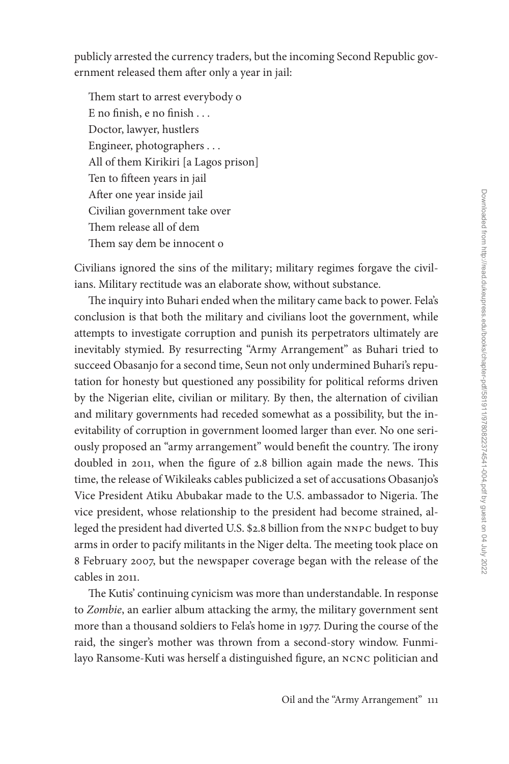publicly arrested the currency traders, but the incoming Second Republic government released them after only a year in jail:

> Them start to arrest everybody o  
> E no finish, e no finish . . .  
> Doctor, lawyer, hustlers  
> Engineer, photographers . . .  
> All of them Kirikiri [a Lagos prison]  
> Ten to fifteen years in jail  
> After one year inside jail  
> Civilian government take over  
> Them release all of dem  
> Them say dem be innocent o

Civilians ignored the sins of the military; military regimes forgave the civilians. Military rectitude was an elaborate show, without substance.

The inquiry into Buhari ended when the military came back to power. Fela's conclusion is that both the military and civilians loot the government, while attempts to investigate corruption and punish its perpetrators ultimately are inevitably stymied. By resurrecting "Army Arrangement" as Buhari tried to succeed Obasanjo for a second time, Seun not only undermined Buhari's reputation for honesty but questioned any possibility for political reforms driven by the Nigerian elite, civilian or military. By then, the alternation of civilian and military governments had receded somewhat as a possibility, but the inevitability of corruption in government loomed larger than ever. No one seriously proposed an "army arrangement" would benefit the country. The irony doubled in 2011, when the figure of 2.8 billion again made the news. This time, the release of Wikileaks cables publicized a set of accusations Obasanjo's Vice President Atiku Abubakar made to the U.S. ambassador to Nigeria. The vice president, whose relationship to the president had become strained, alleged the president had diverted U.S. $2.8 billion from the NNPC budget to buy arms in order to pacify militants in the Niger delta. The meeting took place on 8 February 2007, but the newspaper coverage began with the release of the cables in 2011.

The Kutis' continuing cynicism was more than understandable. In response to *Zombie*, an earlier album attacking the army, the military government sent more than a thousand soldiers to Fela's home in 1977. During the course of the raid, the singer's mother was thrown from a second-story window. Funmilayo Ransome-Kuti was herself a distinguished figure, an NCNC politician and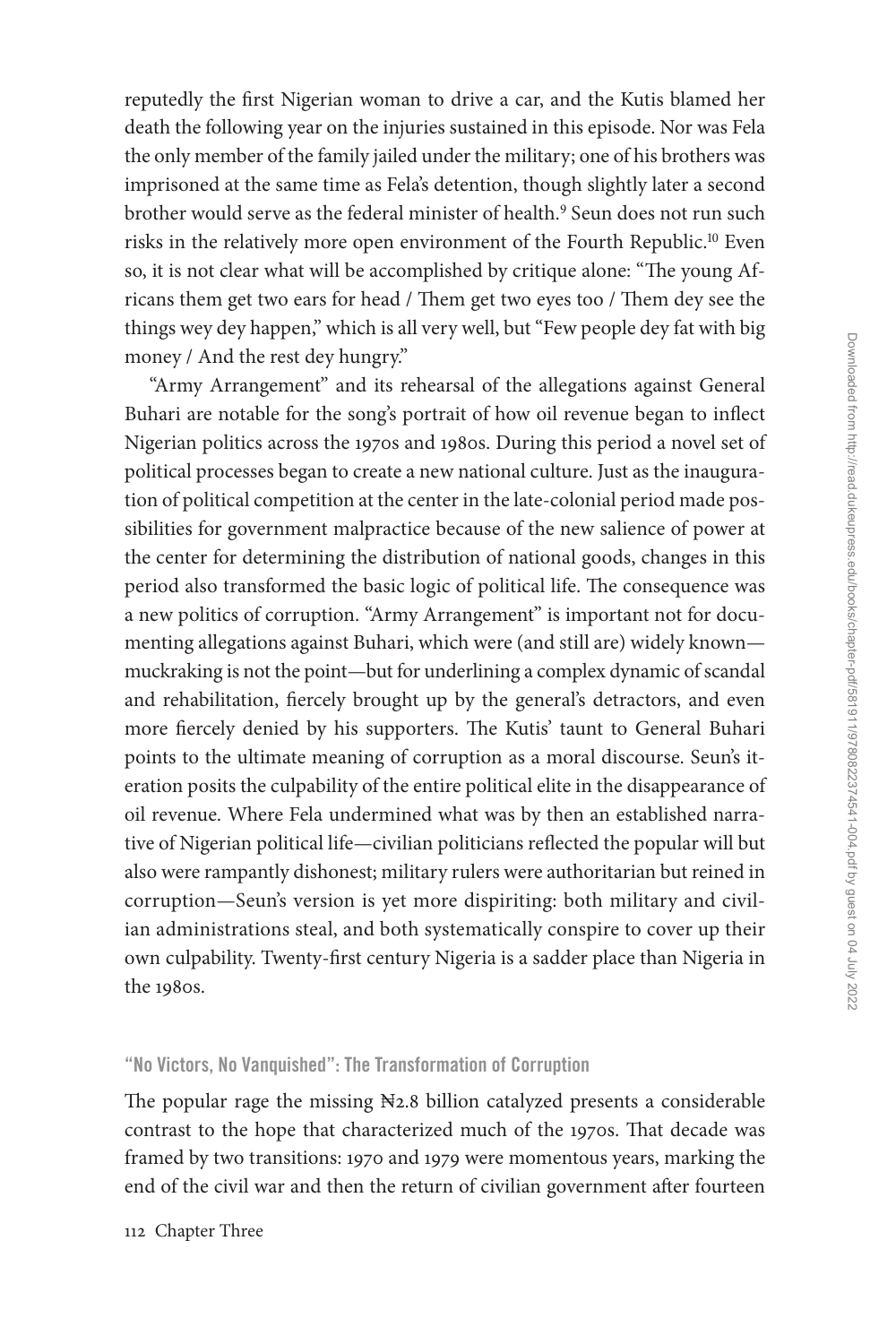reputedly the first Nigerian woman to drive a car, and the Kutis blamed her death the following year on the injuries sustained in this episode. Nor was Fela the only member of the family jailed under the military; one of his brothers was imprisoned at the same time as Fela's detention, though slightly later a second brother would serve as the federal minister of health.[9] Seun does not run such risks in the relatively more open environment of the Fourth Republic.[10] Even so, it is not clear what will be accomplished by critique alone: "The young Africans them get two ears for head / Them get two eyes too / Them dey see the things wey dey happen," which is all very well, but "Few people dey fat with big money / And the rest dey hungry."

"Army Arrangement" and its rehearsal of the allegations against General Buhari are notable for the song's portrait of how oil revenue began to inflect Nigerian politics across the 1970s and 1980s. During this period a novel set of political processes began to create a new national culture. Just as the inauguration of political competition at the center in the late-colonial period made possibilities for government malpractice because of the new salience of power at the center for determining the distribution of national goods, changes in this period also transformed the basic logic of political life. The consequence was a new politics of corruption. "Army Arrangement" is important not for documenting allegations against Buhari, which were (and still are) widely known—muckraking is not the point—but for underlining a complex dynamic of scandal and rehabilitation, fiercely brought up by the general's detractors, and even more fiercely denied by his supporters. The Kutis' taunt to General Buhari points to the ultimate meaning of corruption as a moral discourse. Seun's iteration posits the culpability of the entire political elite in the disappearance of oil revenue. Where Fela undermined what was by then an established narrative of Nigerian political life—civilian politicians reflected the popular will but also were rampantly dishonest; military rulers were authoritarian but reined in corruption—Seun's version is yet more dispiriting: both military and civilian administrations steal, and both systematically conspire to cover up their own culpability. Twenty-first century Nigeria is a sadder place than Nigeria in the 1980s.

### "No Victors, No Vanquished": The Transformation of Corruption

The popular rage the missing ₦2.8 billion catalyzed presents a considerable contrast to the hope that characterized much of the 1970s. That decade was framed by two transitions: 1970 and 1979 were momentous years, marking the end of the civil war and then the return of civilian government after fourteen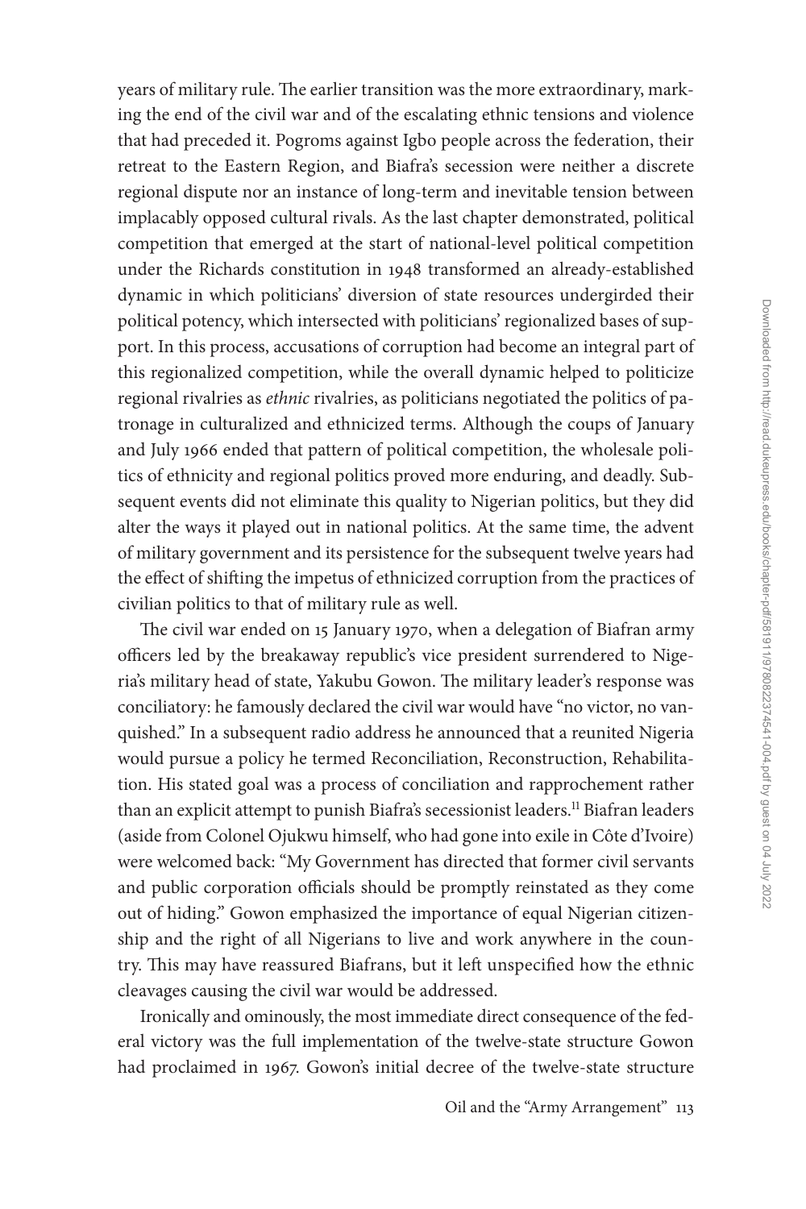years of military rule. The earlier transition was the more extraordinary, marking the end of the civil war and of the escalating ethnic tensions and violence that had preceded it. Pogroms against Igbo people across the federation, their retreat to the Eastern Region, and Biafra's secession were neither a discrete regional dispute nor an instance of long-term and inevitable tension between implacably opposed cultural rivals. As the last chapter demonstrated, political competition that emerged at the start of national-level political competition under the Richards constitution in 1948 transformed an already-established dynamic in which politicians' diversion of state resources undergirded their political potency, which intersected with politicians' regionalized bases of support. In this process, accusations of corruption had become an integral part of this regionalized competition, while the overall dynamic helped to politicize regional rivalries as *ethnic* rivalries, as politicians negotiated the politics of patronage in culturalized and ethnicized terms. Although the coups of January and July 1966 ended that pattern of political competition, the wholesale politics of ethnicity and regional politics proved more enduring, and deadly. Subsequent events did not eliminate this quality to Nigerian politics, but they did alter the ways it played out in national politics. At the same time, the advent of military government and its persistence for the subsequent twelve years had the effect of shifting the impetus of ethnicized corruption from the practices of civilian politics to that of military rule as well.

The civil war ended on 15 January 1970, when a delegation of Biafran army officers led by the breakaway republic's vice president surrendered to Nigeria's military head of state, Yakubu Gowon. The military leader's response was conciliatory: he famously declared the civil war would have "no victor, no vanquished." In a subsequent radio address he announced that a reunited Nigeria would pursue a policy he termed Reconciliation, Reconstruction, Rehabilitation. His stated goal was a process of conciliation and rapprochement rather than an explicit attempt to punish Biafra's secessionist leaders.[11] Biafran leaders (aside from Colonel Ojukwu himself, who had gone into exile in Côte d'Ivoire) were welcomed back: "My Government has directed that former civil servants and public corporation officials should be promptly reinstated as they come out of hiding." Gowon emphasized the importance of equal Nigerian citizenship and the right of all Nigerians to live and work anywhere in the country. This may have reassured Biafrans, but it left unspecified how the ethnic cleavages causing the civil war would be addressed.

Ironically and ominously, the most immediate direct consequence of the federal victory was the full implementation of the twelve-state structure Gowon had proclaimed in 1967. Gowon's initial decree of the twelve-state structure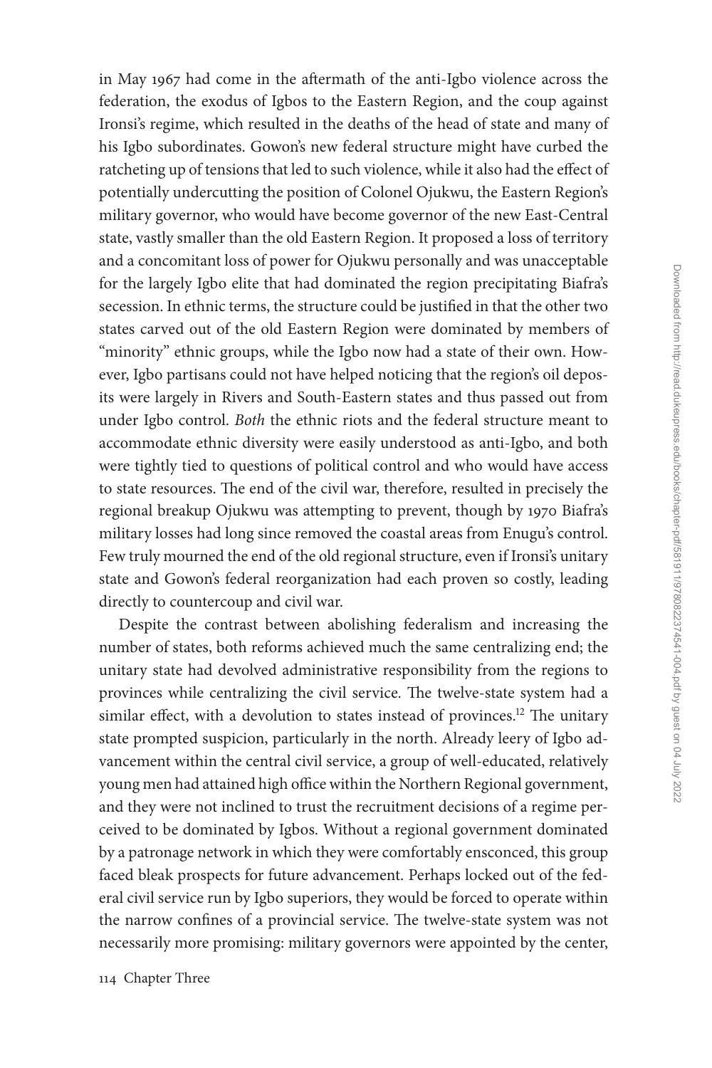in May 1967 had come in the aftermath of the anti-Igbo violence across the federation, the exodus of Igbos to the Eastern Region, and the coup against Ironsi's regime, which resulted in the deaths of the head of state and many of his Igbo subordinates. Gowon's new federal structure might have curbed the ratcheting up of tensions that led to such violence, while it also had the effect of potentially undercutting the position of Colonel Ojukwu, the Eastern Region's military governor, who would have become governor of the new East-Central state, vastly smaller than the old Eastern Region. It proposed a loss of territory and a concomitant loss of power for Ojukwu personally and was unacceptable for the largely Igbo elite that had dominated the region precipitating Biafra's secession. In ethnic terms, the structure could be justified in that the other two states carved out of the old Eastern Region were dominated by members of "minority" ethnic groups, while the Igbo now had a state of their own. However, Igbo partisans could not have helped noticing that the region's oil deposits were largely in Rivers and South-Eastern states and thus passed out from under Igbo control. *Both* the ethnic riots and the federal structure meant to accommodate ethnic diversity were easily understood as anti-Igbo, and both were tightly tied to questions of political control and who would have access to state resources. The end of the civil war, therefore, resulted in precisely the regional breakup Ojukwu was attempting to prevent, though by 1970 Biafra's military losses had long since removed the coastal areas from Enugu's control. Few truly mourned the end of the old regional structure, even if Ironsi's unitary state and Gowon's federal reorganization had each proven so costly, leading directly to countercoup and civil war.

Despite the contrast between abolishing federalism and increasing the number of states, both reforms achieved much the same centralizing end; the unitary state had devolved administrative responsibility from the regions to provinces while centralizing the civil service. The twelve-state system had a similar effect, with a devolution to states instead of provinces.[12] The unitary state prompted suspicion, particularly in the north. Already leery of Igbo advancement within the central civil service, a group of well-educated, relatively young men had attained high office within the Northern Regional government, and they were not inclined to trust the recruitment decisions of a regime perceived to be dominated by Igbos. Without a regional government dominated by a patronage network in which they were comfortably ensconced, this group faced bleak prospects for future advancement. Perhaps locked out of the federal civil service run by Igbo superiors, they would be forced to operate within the narrow confines of a provincial service. The twelve-state system was not necessarily more promising: military governors were appointed by the center,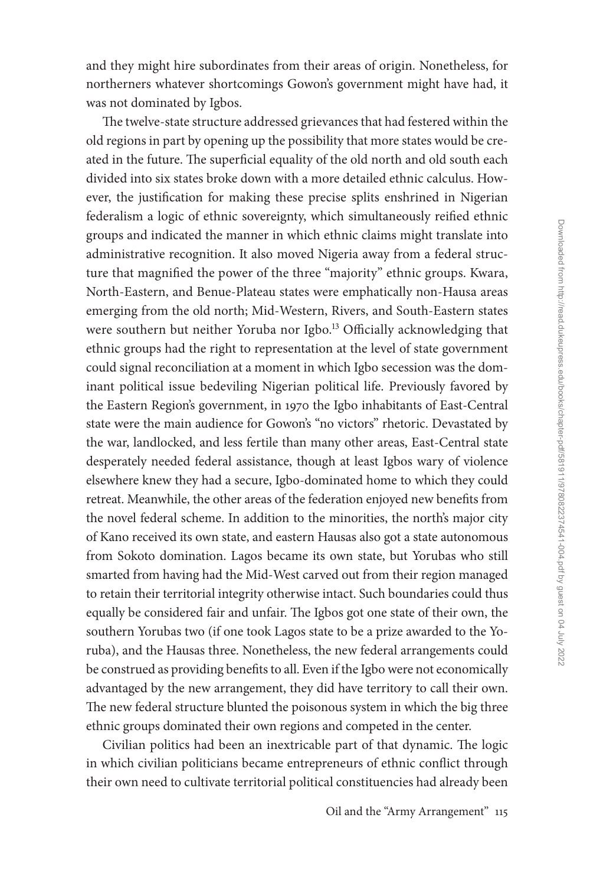and they might hire subordinates from their areas of origin. Nonetheless, for northerners whatever shortcomings Gowon's government might have had, it was not dominated by Igbos.

The twelve-state structure addressed grievances that had festered within the old regions in part by opening up the possibility that more states would be created in the future. The superficial equality of the old north and old south each divided into six states broke down with a more detailed ethnic calculus. However, the justification for making these precise splits enshrined in Nigerian federalism a logic of ethnic sovereignty, which simultaneously reified ethnic groups and indicated the manner in which ethnic claims might translate into administrative recognition. It also moved Nigeria away from a federal structure that magnified the power of the three "majority" ethnic groups. Kwara, North-Eastern, and Benue-Plateau states were emphatically non-Hausa areas emerging from the old north; Mid-Western, Rivers, and South-Eastern states were southern but neither Yoruba nor Igbo.[13] Officially acknowledging that ethnic groups had the right to representation at the level of state government could signal reconciliation at a moment in which Igbo secession was the dominant political issue bedeviling Nigerian political life. Previously favored by the Eastern Region's government, in 1970 the Igbo inhabitants of East-Central state were the main audience for Gowon's "no victors" rhetoric. Devastated by the war, landlocked, and less fertile than many other areas, East-Central state desperately needed federal assistance, though at least Igbos wary of violence elsewhere knew they had a secure, Igbo-dominated home to which they could retreat. Meanwhile, the other areas of the federation enjoyed new benefits from the novel federal scheme. In addition to the minorities, the north's major city of Kano received its own state, and eastern Hausas also got a state autonomous from Sokoto domination. Lagos became its own state, but Yorubas who still smarted from having had the Mid-West carved out from their region managed to retain their territorial integrity otherwise intact. Such boundaries could thus equally be considered fair and unfair. The Igbos got one state of their own, the southern Yorubas two (if one took Lagos state to be a prize awarded to the Yoruba), and the Hausas three. Nonetheless, the new federal arrangements could be construed as providing benefits to all. Even if the Igbo were not economically advantaged by the new arrangement, they did have territory to call their own. The new federal structure blunted the poisonous system in which the big three ethnic groups dominated their own regions and competed in the center.

Civilian politics had been an inextricable part of that dynamic. The logic in which civilian politicians became entrepreneurs of ethnic conflict through their own need to cultivate territorial political constituencies had already been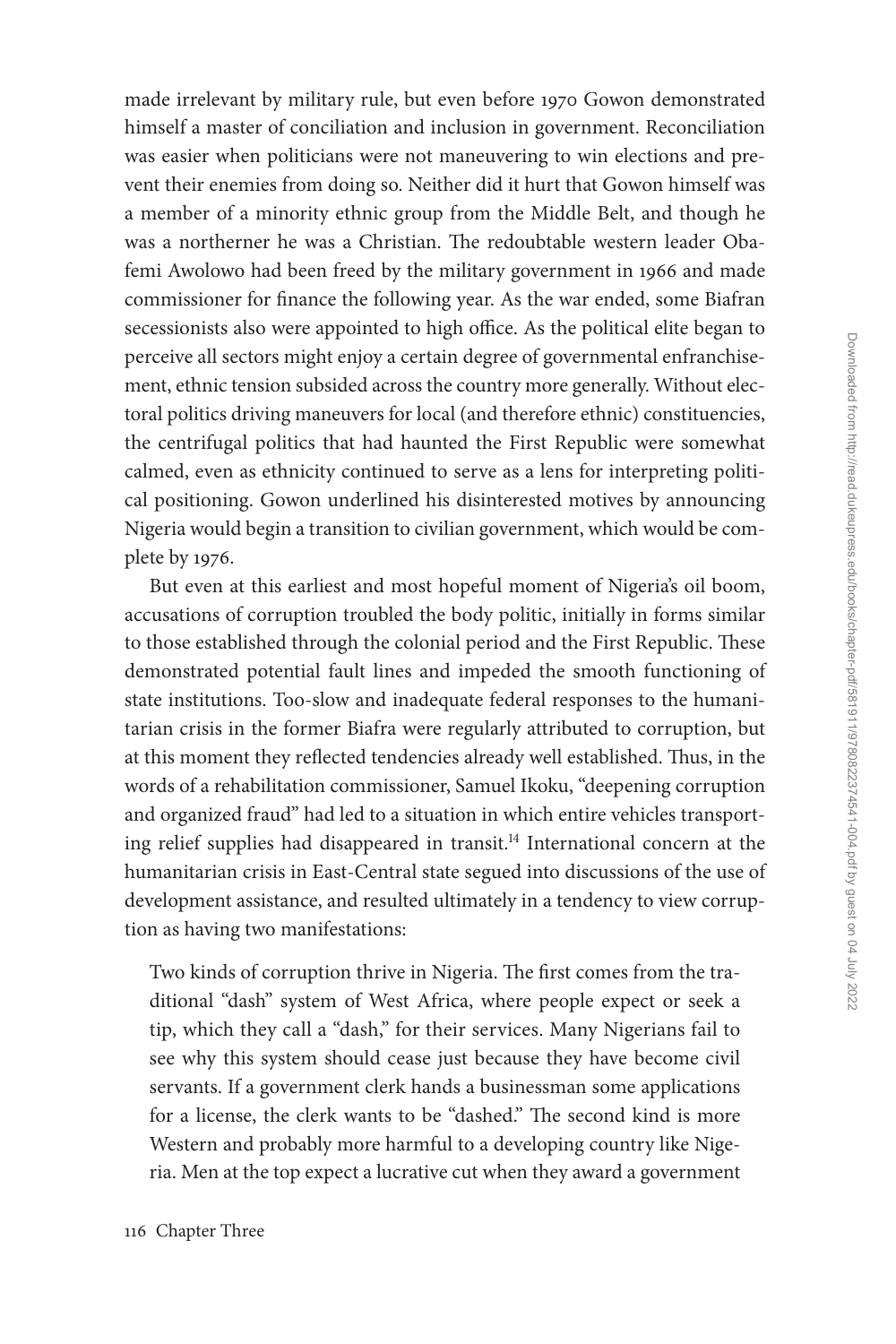made irrelevant by military rule, but even before 1970 Gowon demonstrated himself a master of conciliation and inclusion in government. Reconciliation was easier when politicians were not maneuvering to win elections and prevent their enemies from doing so. Neither did it hurt that Gowon himself was a member of a minority ethnic group from the Middle Belt, and though he was a northerner he was a Christian. The redoubtable western leader Obafemi Awolowo had been freed by the military government in 1966 and made commissioner for finance the following year. As the war ended, some Biafran secessionists also were appointed to high office. As the political elite began to perceive all sectors might enjoy a certain degree of governmental enfranchisement, ethnic tension subsided across the country more generally. Without electoral politics driving maneuvers for local (and therefore ethnic) constituencies, the centrifugal politics that had haunted the First Republic were somewhat calmed, even as ethnicity continued to serve as a lens for interpreting political positioning. Gowon underlined his disinterested motives by announcing Nigeria would begin a transition to civilian government, which would be complete by 1976.

But even at this earliest and most hopeful moment of Nigeria's oil boom, accusations of corruption troubled the body politic, initially in forms similar to those established through the colonial period and the First Republic. These demonstrated potential fault lines and impeded the smooth functioning of state institutions. Too-slow and inadequate federal responses to the humanitarian crisis in the former Biafra were regularly attributed to corruption, but at this moment they reflected tendencies already well established. Thus, in the words of a rehabilitation commissioner, Samuel Ikoku, "deepening corruption and organized fraud" had led to a situation in which entire vehicles transporting relief supplies had disappeared in transit.[14] International concern at the humanitarian crisis in East-Central state segued into discussions of the use of development assistance, and resulted ultimately in a tendency to view corruption as having two manifestations:

> Two kinds of corruption thrive in Nigeria. The first comes from the traditional "dash" system of West Africa, where people expect or seek a tip, which they call a "dash," for their services. Many Nigerians fail to see why this system should cease just because they have become civil servants. If a government clerk hands a businessman some applications for a license, the clerk wants to be "dashed." The second kind is more Western and probably more harmful to a developing country like Nigeria. Men at the top expect a lucrative cut when they award a government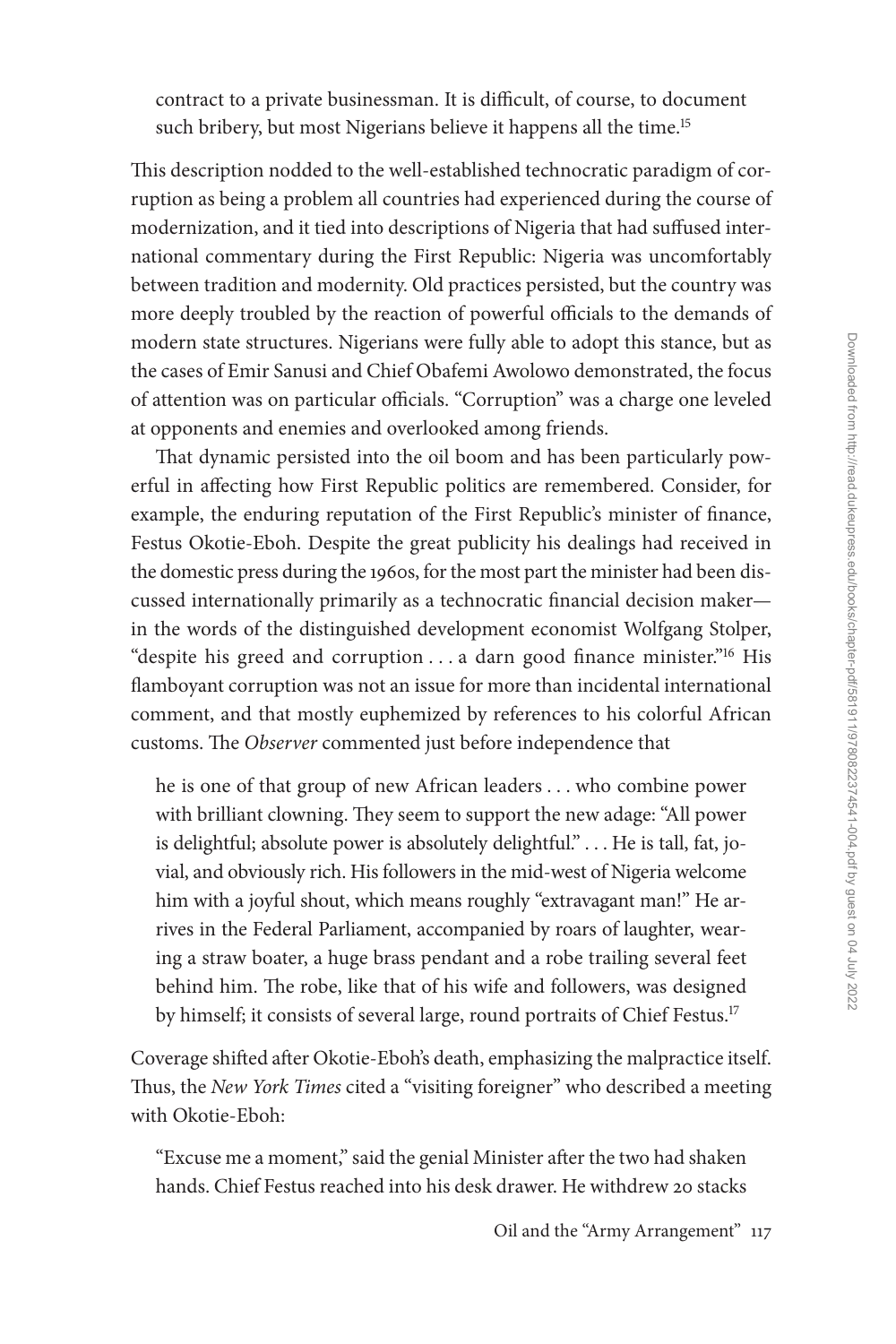> contract to a private businessman. It is difficult, of course, to document such bribery, but most Nigerians believe it happens all the time.[15]

This description nodded to the well-established technocratic paradigm of corruption as being a problem all countries had experienced during the course of modernization, and it tied into descriptions of Nigeria that had suffused international commentary during the First Republic: Nigeria was uncomfortably between tradition and modernity. Old practices persisted, but the country was more deeply troubled by the reaction of powerful officials to the demands of modern state structures. Nigerians were fully able to adopt this stance, but as the cases of Emir Sanusi and Chief Obafemi Awolowo demonstrated, the focus of attention was on particular officials. "Corruption" was a charge one leveled at opponents and enemies and overlooked among friends.

That dynamic persisted into the oil boom and has been particularly powerful in affecting how First Republic politics are remembered. Consider, for example, the enduring reputation of the First Republic's minister of finance, Festus Okotie-Eboh. Despite the great publicity his dealings had received in the domestic press during the 1960s, for the most part the minister had been discussed internationally primarily as a technocratic financial decision maker—in the words of the distinguished development economist Wolfgang Stolper, "despite his greed and corruption . . . a darn good finance minister."[16] His flamboyant corruption was not an issue for more than incidental international comment, and that mostly euphemized by references to his colorful African customs. The *Observer* commented just before independence that

> he is one of that group of new African leaders . . . who combine power with brilliant clowning. They seem to support the new adage: "All power is delightful; absolute power is absolutely delightful." . . . He is tall, fat, jovial, and obviously rich. His followers in the mid-west of Nigeria welcome him with a joyful shout, which means roughly "extravagant man!" He arrives in the Federal Parliament, accompanied by roars of laughter, wearing a straw boater, a huge brass pendant and a robe trailing several feet behind him. The robe, like that of his wife and followers, was designed by himself; it consists of several large, round portraits of Chief Festus.[17]

Coverage shifted after Okotie-Eboh's death, emphasizing the malpractice itself. Thus, the *New York Times* cited a "visiting foreigner" who described a meeting with Okotie-Eboh:

> "Excuse me a moment," said the genial Minister after the two had shaken hands. Chief Festus reached into his desk drawer. He withdrew 20 stacks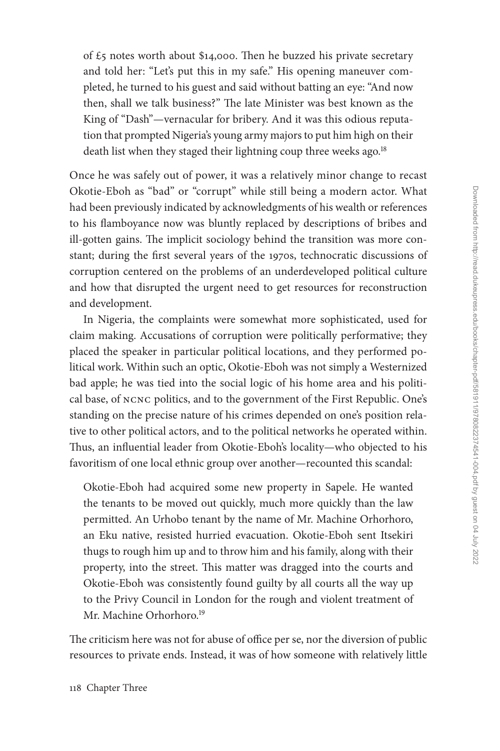of £5 notes worth about $14,000. Then he buzzed his private secretary and told her: "Let's put this in my safe." His opening maneuver completed, he turned to his guest and said without batting an eye: "And now then, shall we talk business?" The late Minister was best known as the King of "Dash"—vernacular for bribery. And it was this odious reputation that prompted Nigeria's young army majors to put him high on their death list when they staged their lightning coup three weeks ago.[18]

Once he was safely out of power, it was a relatively minor change to recast Okotie-Eboh as "bad" or "corrupt" while still being a modern actor. What had been previously indicated by acknowledgments of his wealth or references to his flamboyance now was bluntly replaced by descriptions of bribes and ill-gotten gains. The implicit sociology behind the transition was more constant; during the first several years of the 1970s, technocratic discussions of corruption centered on the problems of an underdeveloped political culture and how that disrupted the urgent need to get resources for reconstruction and development.

In Nigeria, the complaints were somewhat more sophisticated, used for claim making. Accusations of corruption were politically performative; they placed the speaker in particular political locations, and they performed political work. Within such an optic, Okotie-Eboh was not simply a Westernized bad apple; he was tied into the social logic of his home area and his political base, of NCNC politics, and to the government of the First Republic. One's standing on the precise nature of his crimes depended on one's position relative to other political actors, and to the political networks he operated within. Thus, an influential leader from Okotie-Eboh's locality—who objected to his favoritism of one local ethnic group over another—recounted this scandal:

> Okotie-Eboh had acquired some new property in Sapele. He wanted the tenants to be moved out quickly, much more quickly than the law permitted. An Urhobo tenant by the name of Mr. Machine Orhorhoro, an Eku native, resisted hurried evacuation. Okotie-Eboh sent Itsekiri thugs to rough him up and to throw him and his family, along with their property, into the street. This matter was dragged into the courts and Okotie-Eboh was consistently found guilty by all courts all the way up to the Privy Council in London for the rough and violent treatment of Mr. Machine Orhorhoro.[19]

The criticism here was not for abuse of office per se, nor the diversion of public resources to private ends. Instead, it was of how someone with relatively little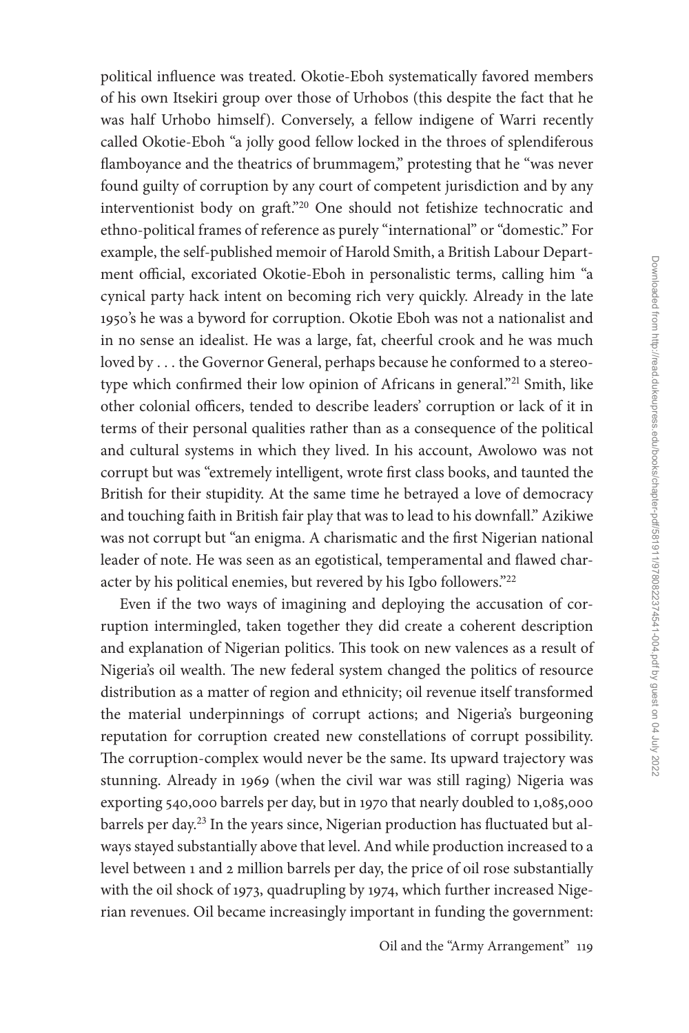political influence was treated. Okotie-Eboh systematically favored members of his own Itsekiri group over those of Urhobos (this despite the fact that he was half Urhobo himself). Conversely, a fellow indigene of Warri recently called Okotie-Eboh "a jolly good fellow locked in the throes of splendiferous flamboyance and the theatrics of brummagem," protesting that he "was never found guilty of corruption by any court of competent jurisdiction and by any interventionist body on graft."[20] One should not fetishize technocratic and ethno-political frames of reference as purely "international" or "domestic." For example, the self-published memoir of Harold Smith, a British Labour Department official, excoriated Okotie-Eboh in personalistic terms, calling him "a cynical party hack intent on becoming rich very quickly. Already in the late 1950's he was a byword for corruption. Okotie Eboh was not a nationalist and in no sense an idealist. He was a large, fat, cheerful crook and he was much loved by . . . the Governor General, perhaps because he conformed to a stereotype which confirmed their low opinion of Africans in general."[21] Smith, like other colonial officers, tended to describe leaders' corruption or lack of it in terms of their personal qualities rather than as a consequence of the political and cultural systems in which they lived. In his account, Awolowo was not corrupt but was "extremely intelligent, wrote first class books, and taunted the British for their stupidity. At the same time he betrayed a love of democracy and touching faith in British fair play that was to lead to his downfall." Azikiwe was not corrupt but "an enigma. A charismatic and the first Nigerian national leader of note. He was seen as an egotistical, temperamental and flawed character by his political enemies, but revered by his Igbo followers."[22]

Even if the two ways of imagining and deploying the accusation of corruption intermingled, taken together they did create a coherent description and explanation of Nigerian politics. This took on new valences as a result of Nigeria's oil wealth. The new federal system changed the politics of resource distribution as a matter of region and ethnicity; oil revenue itself transformed the material underpinnings of corrupt actions; and Nigeria's burgeoning reputation for corruption created new constellations of corrupt possibility. The corruption-complex would never be the same. Its upward trajectory was stunning. Already in 1969 (when the civil war was still raging) Nigeria was exporting 540,000 barrels per day, but in 1970 that nearly doubled to 1,085,000 barrels per day.[23] In the years since, Nigerian production has fluctuated but always stayed substantially above that level. And while production increased to a level between 1 and 2 million barrels per day, the price of oil rose substantially with the oil shock of 1973, quadrupling by 1974, which further increased Nigerian revenues. Oil became increasingly important in funding the government: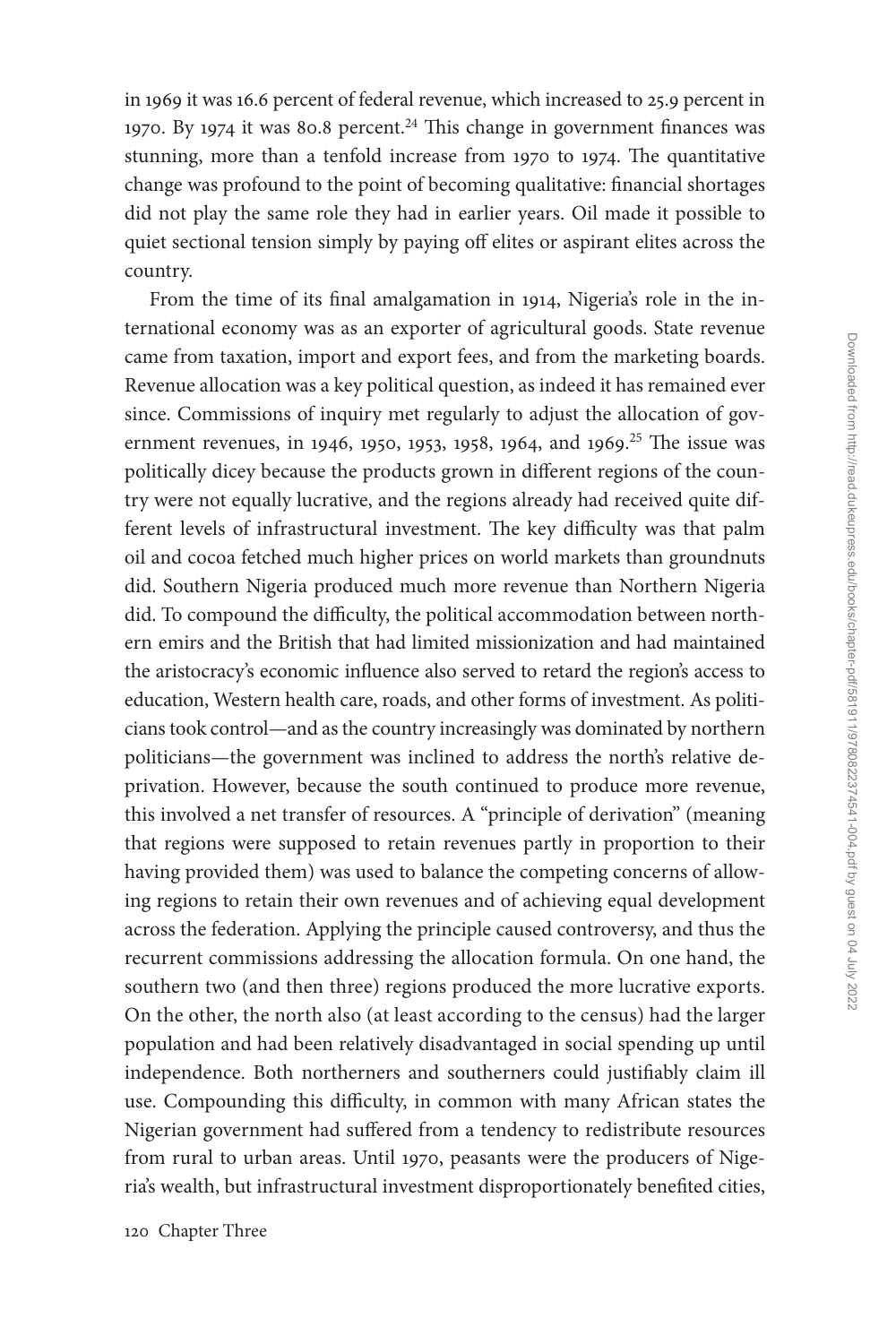in 1969 it was 16.6 percent of federal revenue, which increased to 25.9 percent in 1970. By 1974 it was 80.8 percent.[24] This change in government finances was stunning, more than a tenfold increase from 1970 to 1974. The quantitative change was profound to the point of becoming qualitative: financial shortages did not play the same role they had in earlier years. Oil made it possible to quiet sectional tension simply by paying off elites or aspirant elites across the country.

From the time of its final amalgamation in 1914, Nigeria's role in the international economy was as an exporter of agricultural goods. State revenue came from taxation, import and export fees, and from the marketing boards. Revenue allocation was a key political question, as indeed it has remained ever since. Commissions of inquiry met regularly to adjust the allocation of government revenues, in 1946, 1950, 1953, 1958, 1964, and 1969.[25] The issue was politically dicey because the products grown in different regions of the country were not equally lucrative, and the regions already had received quite different levels of infrastructural investment. The key difficulty was that palm oil and cocoa fetched much higher prices on world markets than groundnuts did. Southern Nigeria produced much more revenue than Northern Nigeria did. To compound the difficulty, the political accommodation between northern emirs and the British that had limited missionization and had maintained the aristocracy's economic influence also served to retard the region's access to education, Western health care, roads, and other forms of investment. As politicians took control—and as the country increasingly was dominated by northern politicians—the government was inclined to address the north's relative deprivation. However, because the south continued to produce more revenue, this involved a net transfer of resources. A "principle of derivation" (meaning that regions were supposed to retain revenues partly in proportion to their having provided them) was used to balance the competing concerns of allowing regions to retain their own revenues and of achieving equal development across the federation. Applying the principle caused controversy, and thus the recurrent commissions addressing the allocation formula. On one hand, the southern two (and then three) regions produced the more lucrative exports. On the other, the north also (at least according to the census) had the larger population and had been relatively disadvantaged in social spending up until independence. Both northerners and southerners could justifiably claim ill use. Compounding this difficulty, in common with many African states the Nigerian government had suffered from a tendency to redistribute resources from rural to urban areas. Until 1970, peasants were the producers of Nigeria's wealth, but infrastructural investment disproportionately benefited cities,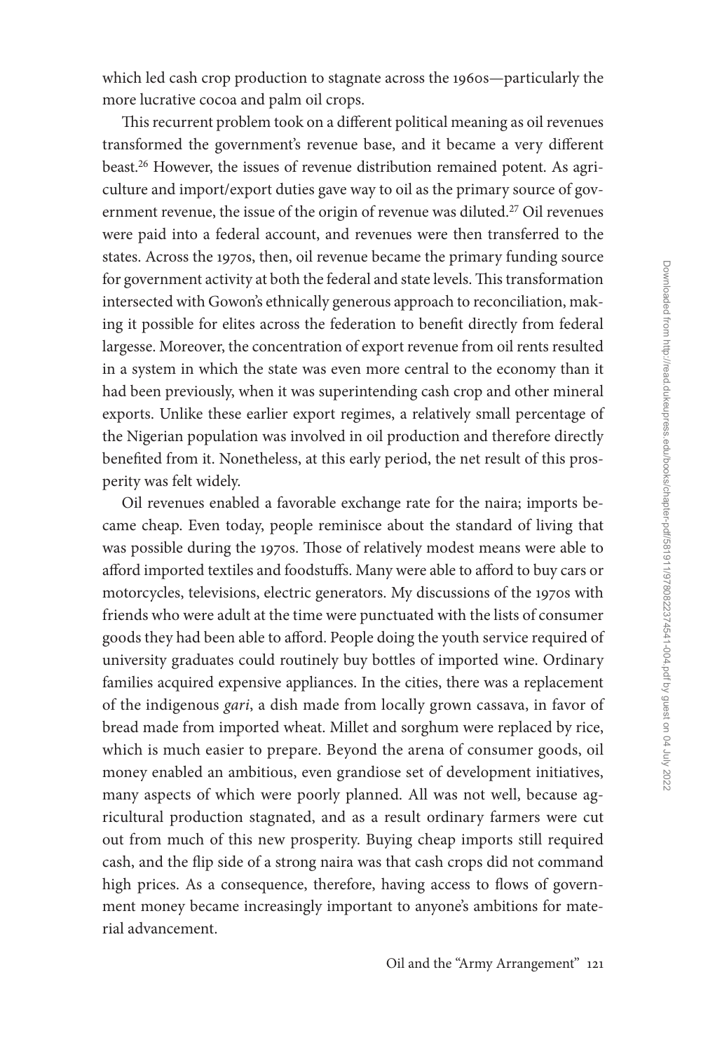which led cash crop production to stagnate across the 1960s—particularly the more lucrative cocoa and palm oil crops.

This recurrent problem took on a different political meaning as oil revenues transformed the government's revenue base, and it became a very different beast.[26] However, the issues of revenue distribution remained potent. As agriculture and import/export duties gave way to oil as the primary source of government revenue, the issue of the origin of revenue was diluted.[27] Oil revenues were paid into a federal account, and revenues were then transferred to the states. Across the 1970s, then, oil revenue became the primary funding source for government activity at both the federal and state levels. This transformation intersected with Gowon's ethnically generous approach to reconciliation, making it possible for elites across the federation to benefit directly from federal largesse. Moreover, the concentration of export revenue from oil rents resulted in a system in which the state was even more central to the economy than it had been previously, when it was superintending cash crop and other mineral exports. Unlike these earlier export regimes, a relatively small percentage of the Nigerian population was involved in oil production and therefore directly benefited from it. Nonetheless, at this early period, the net result of this prosperity was felt widely.

Oil revenues enabled a favorable exchange rate for the naira; imports became cheap. Even today, people reminisce about the standard of living that was possible during the 1970s. Those of relatively modest means were able to afford imported textiles and foodstuffs. Many were able to afford to buy cars or motorcycles, televisions, electric generators. My discussions of the 1970s with friends who were adult at the time were punctuated with the lists of consumer goods they had been able to afford. People doing the youth service required of university graduates could routinely buy bottles of imported wine. Ordinary families acquired expensive appliances. In the cities, there was a replacement of the indigenous *gari*, a dish made from locally grown cassava, in favor of bread made from imported wheat. Millet and sorghum were replaced by rice, which is much easier to prepare. Beyond the arena of consumer goods, oil money enabled an ambitious, even grandiose set of development initiatives, many aspects of which were poorly planned. All was not well, because agricultural production stagnated, and as a result ordinary farmers were cut out from much of this new prosperity. Buying cheap imports still required cash, and the flip side of a strong naira was that cash crops did not command high prices. As a consequence, therefore, having access to flows of government money became increasingly important to anyone's ambitions for material advancement.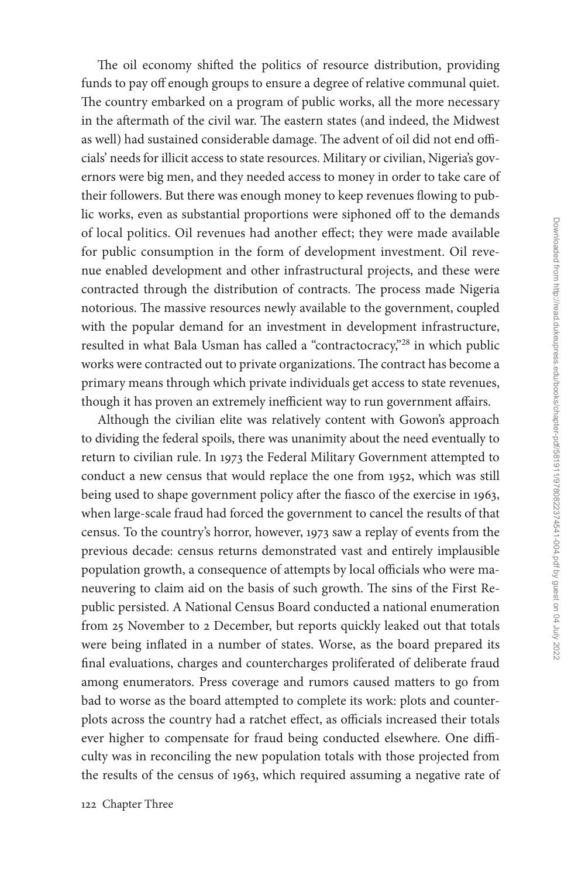The oil economy shifted the politics of resource distribution, providing funds to pay off enough groups to ensure a degree of relative communal quiet. The country embarked on a program of public works, all the more necessary in the aftermath of the civil war. The eastern states (and indeed, the Midwest as well) had sustained considerable damage. The advent of oil did not end officials' needs for illicit access to state resources. Military or civilian, Nigeria's governors were big men, and they needed access to money in order to take care of their followers. But there was enough money to keep revenues flowing to public works, even as substantial proportions were siphoned off to the demands of local politics. Oil revenues had another effect; they were made available for public consumption in the form of development investment. Oil revenue enabled development and other infrastructural projects, and these were contracted through the distribution of contracts. The process made Nigeria notorious. The massive resources newly available to the government, coupled with the popular demand for an investment in development infrastructure, resulted in what Bala Usman has called a "contractocracy,"[28] in which public works were contracted out to private organizations. The contract has become a primary means through which private individuals get access to state revenues, though it has proven an extremely inefficient way to run government affairs.

Although the civilian elite was relatively content with Gowon's approach to dividing the federal spoils, there was unanimity about the need eventually to return to civilian rule. In 1973 the Federal Military Government attempted to conduct a new census that would replace the one from 1952, which was still being used to shape government policy after the fiasco of the exercise in 1963, when large-scale fraud had forced the government to cancel the results of that census. To the country's horror, however, 1973 saw a replay of events from the previous decade: census returns demonstrated vast and entirely implausible population growth, a consequence of attempts by local officials who were maneuvering to claim aid on the basis of such growth. The sins of the First Republic persisted. A National Census Board conducted a national enumeration from 25 November to 2 December, but reports quickly leaked out that totals were being inflated in a number of states. Worse, as the board prepared its final evaluations, charges and countercharges proliferated of deliberate fraud among enumerators. Press coverage and rumors caused matters to go from bad to worse as the board attempted to complete its work: plots and counterplots across the country had a ratchet effect, as officials increased their totals ever higher to compensate for fraud being conducted elsewhere. One difficulty was in reconciling the new population totals with those projected from the results of the census of 1963, which required assuming a negative rate of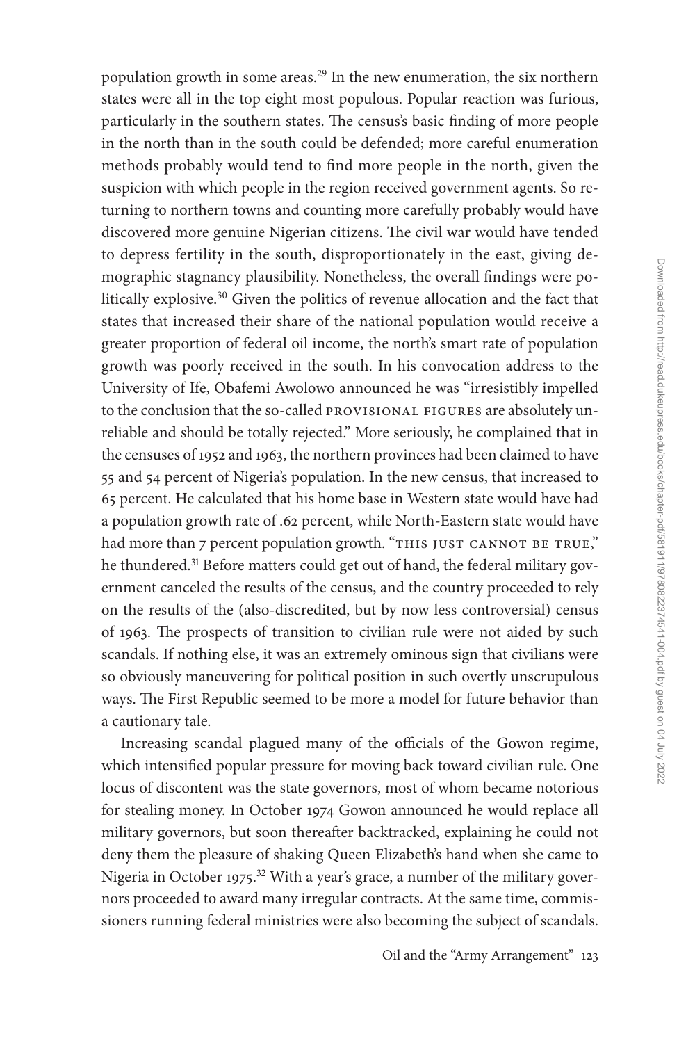population growth in some areas.[29] In the new enumeration, the six northern states were all in the top eight most populous. Popular reaction was furious, particularly in the southern states. The census's basic finding of more people in the north than in the south could be defended; more careful enumeration methods probably would tend to find more people in the north, given the suspicion with which people in the region received government agents. So returning to northern towns and counting more carefully probably would have discovered more genuine Nigerian citizens. The civil war would have tended to depress fertility in the south, disproportionately in the east, giving demographic stagnancy plausibility. Nonetheless, the overall findings were politically explosive.[30] Given the politics of revenue allocation and the fact that states that increased their share of the national population would receive a greater proportion of federal oil income, the north's smart rate of population growth was poorly received in the south. In his convocation address to the University of Ife, Obafemi Awolowo announced he was "irresistibly impelled to the conclusion that the so-called PROVISIONAL FIGURES are absolutely unreliable and should be totally rejected." More seriously, he complained that in the censuses of 1952 and 1963, the northern provinces had been claimed to have 55 and 54 percent of Nigeria's population. In the new census, that increased to 65 percent. He calculated that his home base in Western state would have had a population growth rate of .62 percent, while North-Eastern state would have had more than 7 percent population growth. "THIS JUST CANNOT BE TRUE," he thundered.[31] Before matters could get out of hand, the federal military government canceled the results of the census, and the country proceeded to rely on the results of the (also-discredited, but by now less controversial) census of 1963. The prospects of transition to civilian rule were not aided by such scandals. If nothing else, it was an extremely ominous sign that civilians were so obviously maneuvering for political position in such overtly unscrupulous ways. The First Republic seemed to be more a model for future behavior than a cautionary tale.

Increasing scandal plagued many of the officials of the Gowon regime, which intensified popular pressure for moving back toward civilian rule. One locus of discontent was the state governors, most of whom became notorious for stealing money. In October 1974 Gowon announced he would replace all military governors, but soon thereafter backtracked, explaining he could not deny them the pleasure of shaking Queen Elizabeth's hand when she came to Nigeria in October 1975.[32] With a year's grace, a number of the military governors proceeded to award many irregular contracts. At the same time, commissioners running federal ministries were also becoming the subject of scandals.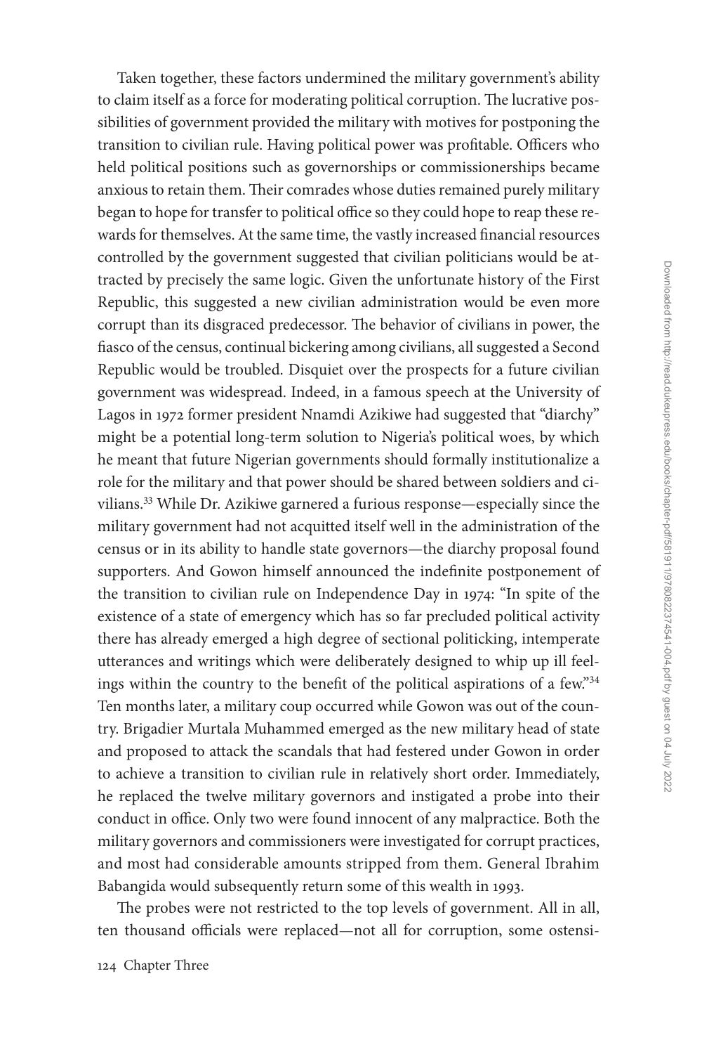Taken together, these factors undermined the military government's ability to claim itself as a force for moderating political corruption. The lucrative possibilities of government provided the military with motives for postponing the transition to civilian rule. Having political power was profitable. Officers who held political positions such as governorships or commissionerships became anxious to retain them. Their comrades whose duties remained purely military began to hope for transfer to political office so they could hope to reap these rewards for themselves. At the same time, the vastly increased financial resources controlled by the government suggested that civilian politicians would be attracted by precisely the same logic. Given the unfortunate history of the First Republic, this suggested a new civilian administration would be even more corrupt than its disgraced predecessor. The behavior of civilians in power, the fiasco of the census, continual bickering among civilians, all suggested a Second Republic would be troubled. Disquiet over the prospects for a future civilian government was widespread. Indeed, in a famous speech at the University of Lagos in 1972 former president Nnamdi Azikiwe had suggested that "diarchy" might be a potential long-term solution to Nigeria's political woes, by which he meant that future Nigerian governments should formally institutionalize a role for the military and that power should be shared between soldiers and civilians.[33] While Dr. Azikiwe garnered a furious response—especially since the military government had not acquitted itself well in the administration of the census or in its ability to handle state governors—the diarchy proposal found supporters. And Gowon himself announced the indefinite postponement of the transition to civilian rule on Independence Day in 1974: "In spite of the existence of a state of emergency which has so far precluded political activity there has already emerged a high degree of sectional politicking, intemperate utterances and writings which were deliberately designed to whip up ill feelings within the country to the benefit of the political aspirations of a few."[34] Ten months later, a military coup occurred while Gowon was out of the country. Brigadier Murtala Muhammed emerged as the new military head of state and proposed to attack the scandals that had festered under Gowon in order to achieve a transition to civilian rule in relatively short order. Immediately, he replaced the twelve military governors and instigated a probe into their conduct in office. Only two were found innocent of any malpractice. Both the military governors and commissioners were investigated for corrupt practices, and most had considerable amounts stripped from them. General Ibrahim Babangida would subsequently return some of this wealth in 1993.

The probes were not restricted to the top levels of government. All in all, ten thousand officials were replaced—not all for corruption, some ostensi-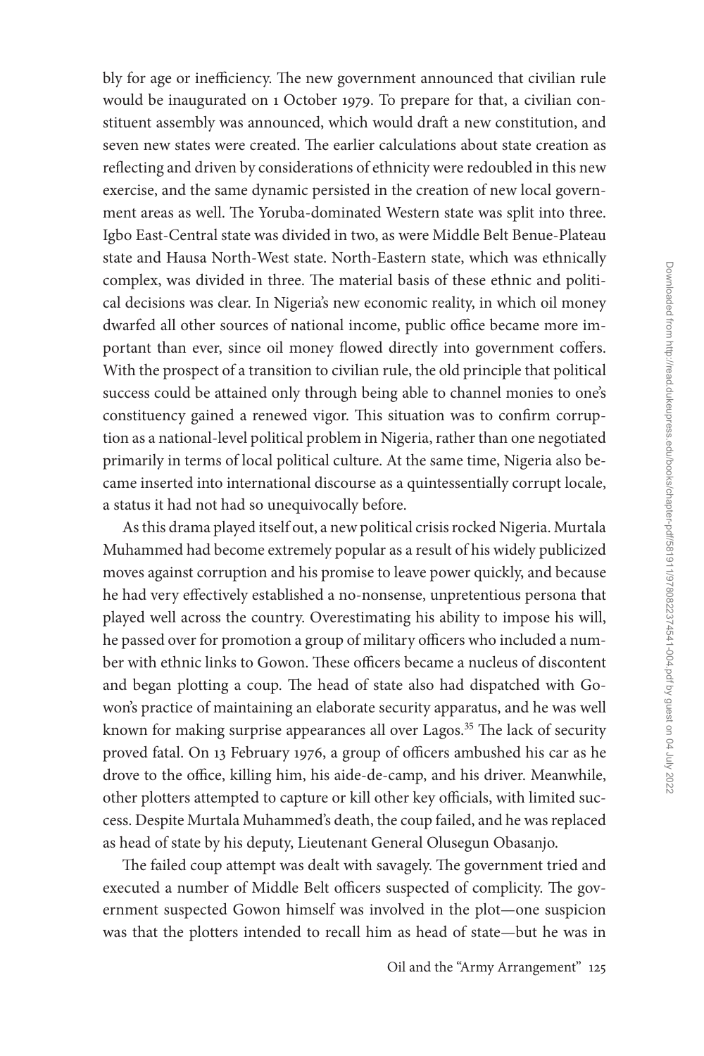bly for age or inefficiency. The new government announced that civilian rule would be inaugurated on 1 October 1979. To prepare for that, a civilian constituent assembly was announced, which would draft a new constitution, and seven new states were created. The earlier calculations about state creation as reflecting and driven by considerations of ethnicity were redoubled in this new exercise, and the same dynamic persisted in the creation of new local government areas as well. The Yoruba-dominated Western state was split into three. Igbo East-Central state was divided in two, as were Middle Belt Benue-Plateau state and Hausa North-West state. North-Eastern state, which was ethnically complex, was divided in three. The material basis of these ethnic and political decisions was clear. In Nigeria's new economic reality, in which oil money dwarfed all other sources of national income, public office became more important than ever, since oil money flowed directly into government coffers. With the prospect of a transition to civilian rule, the old principle that political success could be attained only through being able to channel monies to one's constituency gained a renewed vigor. This situation was to confirm corruption as a national-level political problem in Nigeria, rather than one negotiated primarily in terms of local political culture. At the same time, Nigeria also became inserted into international discourse as a quintessentially corrupt locale, a status it had not had so unequivocally before.

As this drama played itself out, a new political crisis rocked Nigeria. Murtala Muhammed had become extremely popular as a result of his widely publicized moves against corruption and his promise to leave power quickly, and because he had very effectively established a no-nonsense, unpretentious persona that played well across the country. Overestimating his ability to impose his will, he passed over for promotion a group of military officers who included a number with ethnic links to Gowon. These officers became a nucleus of discontent and began plotting a coup. The head of state also had dispatched with Gowon's practice of maintaining an elaborate security apparatus, and he was well known for making surprise appearances all over Lagos.[35] The lack of security proved fatal. On 13 February 1976, a group of officers ambushed his car as he drove to the office, killing him, his aide-de-camp, and his driver. Meanwhile, other plotters attempted to capture or kill other key officials, with limited success. Despite Murtala Muhammed's death, the coup failed, and he was replaced as head of state by his deputy, Lieutenant General Olusegun Obasanjo.

The failed coup attempt was dealt with savagely. The government tried and executed a number of Middle Belt officers suspected of complicity. The government suspected Gowon himself was involved in the plot—one suspicion was that the plotters intended to recall him as head of state—but he was in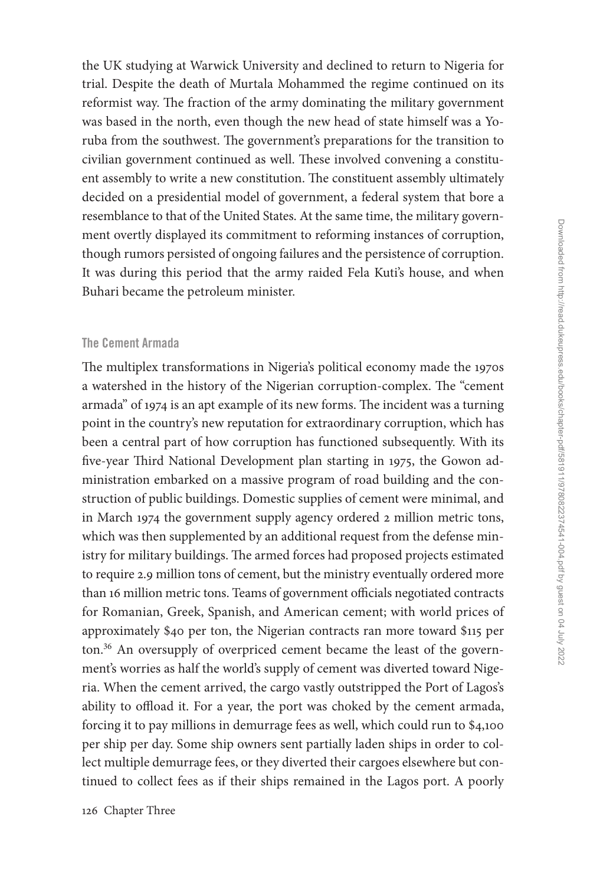the UK studying at Warwick University and declined to return to Nigeria for trial. Despite the death of Murtala Mohammed the regime continued on its reformist way. The fraction of the army dominating the military government was based in the north, even though the new head of state himself was a Yoruba from the southwest. The government's preparations for the transition to civilian government continued as well. These involved convening a constituent assembly to write a new constitution. The constituent assembly ultimately decided on a presidential model of government, a federal system that bore a resemblance to that of the United States. At the same time, the military government overtly displayed its commitment to reforming instances of corruption, though rumors persisted of ongoing failures and the persistence of corruption. It was during this period that the army raided Fela Kuti's house, and when Buhari became the petroleum minister.

### The Cement Armada

The multiplex transformations in Nigeria's political economy made the 1970s a watershed in the history of the Nigerian corruption-complex. The "cement armada" of 1974 is an apt example of its new forms. The incident was a turning point in the country's new reputation for extraordinary corruption, which has been a central part of how corruption has functioned subsequently. With its five-year Third National Development plan starting in 1975, the Gowon administration embarked on a massive program of road building and the construction of public buildings. Domestic supplies of cement were minimal, and in March 1974 the government supply agency ordered 2 million metric tons, which was then supplemented by an additional request from the defense ministry for military buildings. The armed forces had proposed projects estimated to require 2.9 million tons of cement, but the ministry eventually ordered more than 16 million metric tons. Teams of government officials negotiated contracts for Romanian, Greek, Spanish, and American cement; with world prices of approximately $40 per ton, the Nigerian contracts ran more toward $115 per ton.[36] An oversupply of overpriced cement became the least of the government's worries as half the world's supply of cement was diverted toward Nigeria. When the cement arrived, the cargo vastly outstripped the Port of Lagos's ability to offload it. For a year, the port was choked by the cement armada, forcing it to pay millions in demurrage fees as well, which could run to $4,100 per ship per day. Some ship owners sent partially laden ships in order to collect multiple demurrage fees, or they diverted their cargoes elsewhere but continued to collect fees as if their ships remained in the Lagos port. A poorly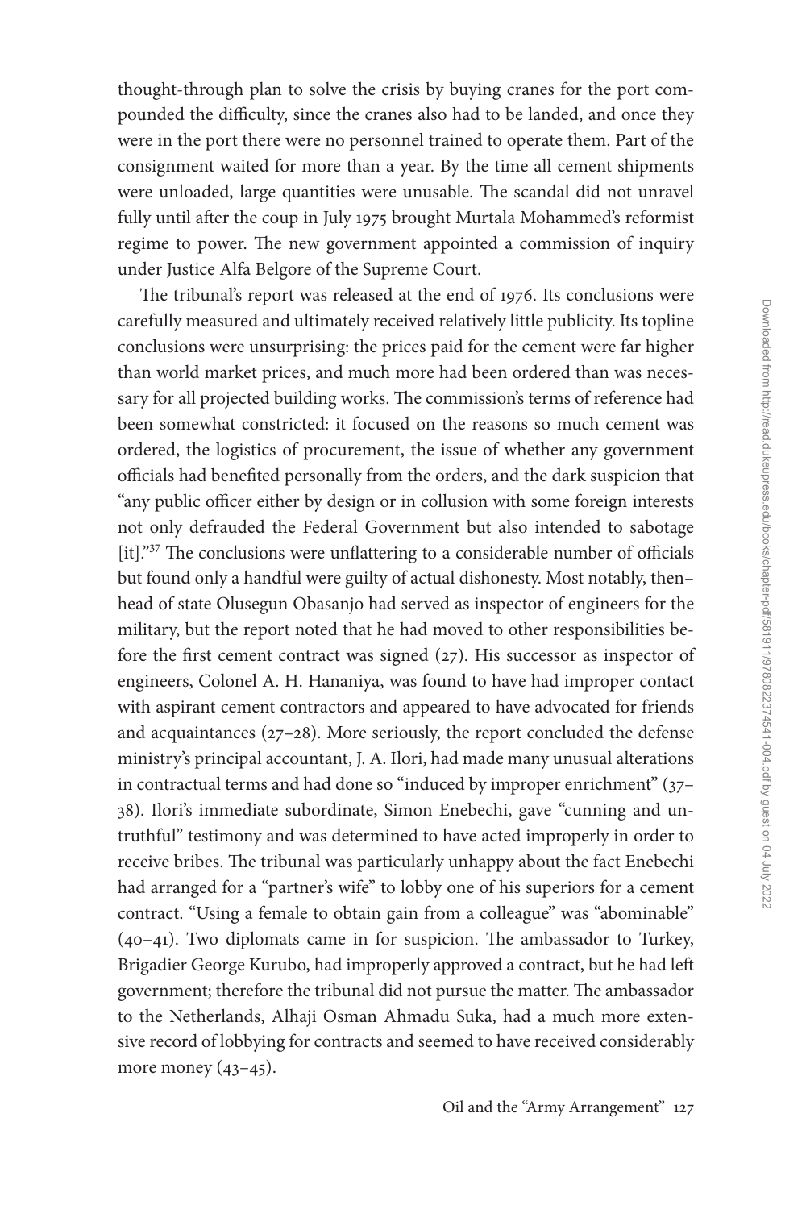thought-through plan to solve the crisis by buying cranes for the port compounded the difficulty, since the cranes also had to be landed, and once they were in the port there were no personnel trained to operate them. Part of the consignment waited for more than a year. By the time all cement shipments were unloaded, large quantities were unusable. The scandal did not unravel fully until after the coup in July 1975 brought Murtala Mohammed's reformist regime to power. The new government appointed a commission of inquiry under Justice Alfa Belgore of the Supreme Court.

The tribunal's report was released at the end of 1976. Its conclusions were carefully measured and ultimately received relatively little publicity. Its topline conclusions were unsurprising: the prices paid for the cement were far higher than world market prices, and much more had been ordered than was necessary for all projected building works. The commission's terms of reference had been somewhat constricted: it focused on the reasons so much cement was ordered, the logistics of procurement, the issue of whether any government officials had benefited personally from the orders, and the dark suspicion that "any public officer either by design or in collusion with some foreign interests not only defrauded the Federal Government but also intended to sabotage [it]."[37] The conclusions were unflattering to a considerable number of officials but found only a handful were guilty of actual dishonesty. Most notably, then–head of state Olusegun Obasanjo had served as inspector of engineers for the military, but the report noted that he had moved to other responsibilities before the first cement contract was signed (27). His successor as inspector of engineers, Colonel A. H. Hananiya, was found to have had improper contact with aspirant cement contractors and appeared to have advocated for friends and acquaintances (27–28). More seriously, the report concluded the defense ministry's principal accountant, J. A. Ilori, had made many unusual alterations in contractual terms and had done so "induced by improper enrichment" (37–38). Ilori's immediate subordinate, Simon Enebechi, gave "cunning and untruthful" testimony and was determined to have acted improperly in order to receive bribes. The tribunal was particularly unhappy about the fact Enebechi had arranged for a "partner's wife" to lobby one of his superiors for a cement contract. "Using a female to obtain gain from a colleague" was "abominable" (40–41). Two diplomats came in for suspicion. The ambassador to Turkey, Brigadier George Kurubo, had improperly approved a contract, but he had left government; therefore the tribunal did not pursue the matter. The ambassador to the Netherlands, Alhaji Osman Ahmadu Suka, had a much more extensive record of lobbying for contracts and seemed to have received considerably more money (43–45).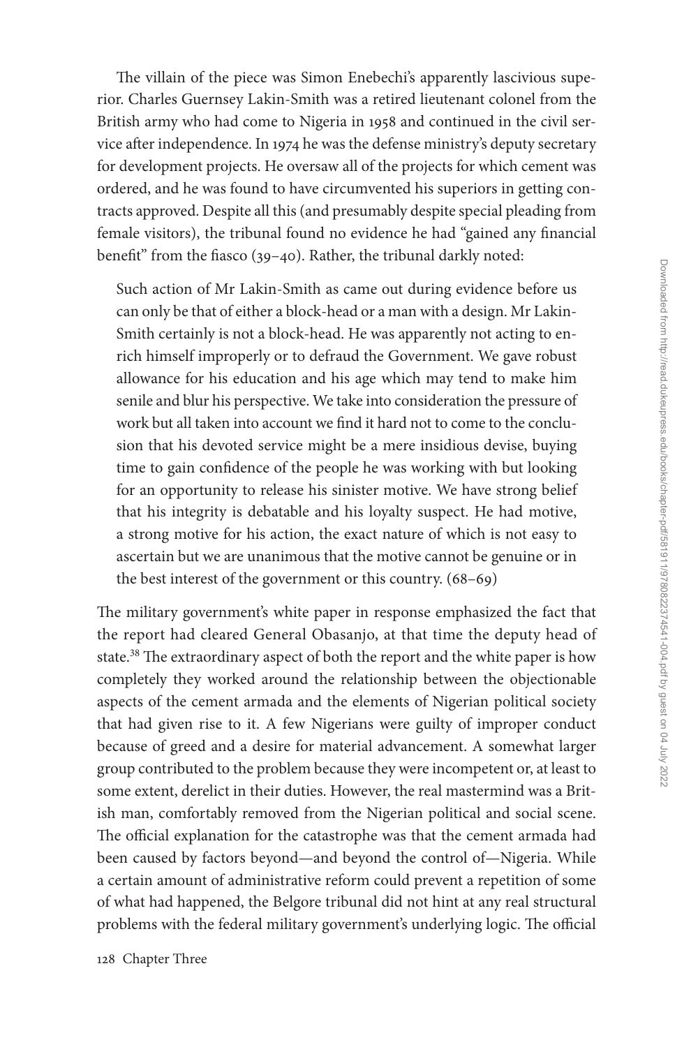The villain of the piece was Simon Enebechi's apparently lascivious superior. Charles Guernsey Lakin-Smith was a retired lieutenant colonel from the British army who had come to Nigeria in 1958 and continued in the civil service after independence. In 1974 he was the defense ministry's deputy secretary for development projects. He oversaw all of the projects for which cement was ordered, and he was found to have circumvented his superiors in getting contracts approved. Despite all this (and presumably despite special pleading from female visitors), the tribunal found no evidence he had "gained any financial benefit" from the fiasco (39–40). Rather, the tribunal darkly noted:

> Such action of Mr Lakin-Smith as came out during evidence before us can only be that of either a block-head or a man with a design. Mr Lakin-Smith certainly is not a block-head. He was apparently not acting to enrich himself improperly or to defraud the Government. We gave robust allowance for his education and his age which may tend to make him senile and blur his perspective. We take into consideration the pressure of work but all taken into account we find it hard not to come to the conclusion that his devoted service might be a mere insidious devise, buying time to gain confidence of the people he was working with but looking for an opportunity to release his sinister motive. We have strong belief that his integrity is debatable and his loyalty suspect. He had motive, a strong motive for his action, the exact nature of which is not easy to ascertain but we are unanimous that the motive cannot be genuine or in the best interest of the government or this country. (68–69)

The military government's white paper in response emphasized the fact that the report had cleared General Obasanjo, at that time the deputy head of state.[38] The extraordinary aspect of both the report and the white paper is how completely they worked around the relationship between the objectionable aspects of the cement armada and the elements of Nigerian political society that had given rise to it. A few Nigerians were guilty of improper conduct because of greed and a desire for material advancement. A somewhat larger group contributed to the problem because they were incompetent or, at least to some extent, derelict in their duties. However, the real mastermind was a British man, comfortably removed from the Nigerian political and social scene. The official explanation for the catastrophe was that the cement armada had been caused by factors beyond—and beyond the control of—Nigeria. While a certain amount of administrative reform could prevent a repetition of some of what had happened, the Belgore tribunal did not hint at any real structural problems with the federal military government's underlying logic. The official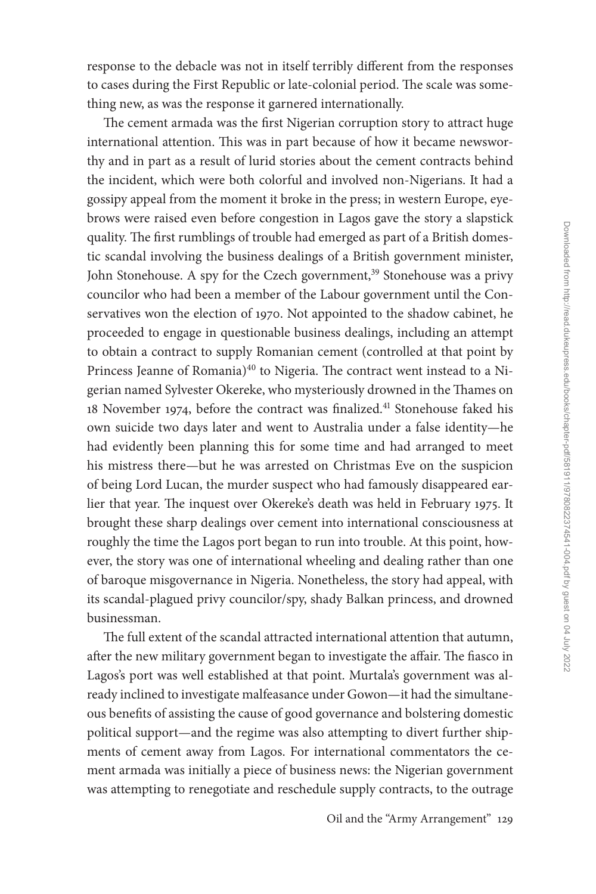response to the debacle was not in itself terribly different from the responses to cases during the First Republic or late-colonial period. The scale was something new, as was the response it garnered internationally.

The cement armada was the first Nigerian corruption story to attract huge international attention. This was in part because of how it became newsworthy and in part as a result of lurid stories about the cement contracts behind the incident, which were both colorful and involved non-Nigerians. It had a gossipy appeal from the moment it broke in the press; in western Europe, eyebrows were raised even before congestion in Lagos gave the story a slapstick quality. The first rumblings of trouble had emerged as part of a British domestic scandal involving the business dealings of a British government minister, John Stonehouse. A spy for the Czech government,[39] Stonehouse was a privy councilor who had been a member of the Labour government until the Conservatives won the election of 1970. Not appointed to the shadow cabinet, he proceeded to engage in questionable business dealings, including an attempt to obtain a contract to supply Romanian cement (controlled at that point by Princess Jeanne of Romania)[40] to Nigeria. The contract went instead to a Nigerian named Sylvester Okereke, who mysteriously drowned in the Thames on 18 November 1974, before the contract was finalized.[41] Stonehouse faked his own suicide two days later and went to Australia under a false identity—he had evidently been planning this for some time and had arranged to meet his mistress there—but he was arrested on Christmas Eve on the suspicion of being Lord Lucan, the murder suspect who had famously disappeared earlier that year. The inquest over Okereke's death was held in February 1975. It brought these sharp dealings over cement into international consciousness at roughly the time the Lagos port began to run into trouble. At this point, however, the story was one of international wheeling and dealing rather than one of baroque misgovernance in Nigeria. Nonetheless, the story had appeal, with its scandal-plagued privy councilor/spy, shady Balkan princess, and drowned businessman.

The full extent of the scandal attracted international attention that autumn, after the new military government began to investigate the affair. The fiasco in Lagos's port was well established at that point. Murtala's government was already inclined to investigate malfeasance under Gowon—it had the simultaneous benefits of assisting the cause of good governance and bolstering domestic political support—and the regime was also attempting to divert further shipments of cement away from Lagos. For international commentators the cement armada was initially a piece of business news: the Nigerian government was attempting to renegotiate and reschedule supply contracts, to the outrage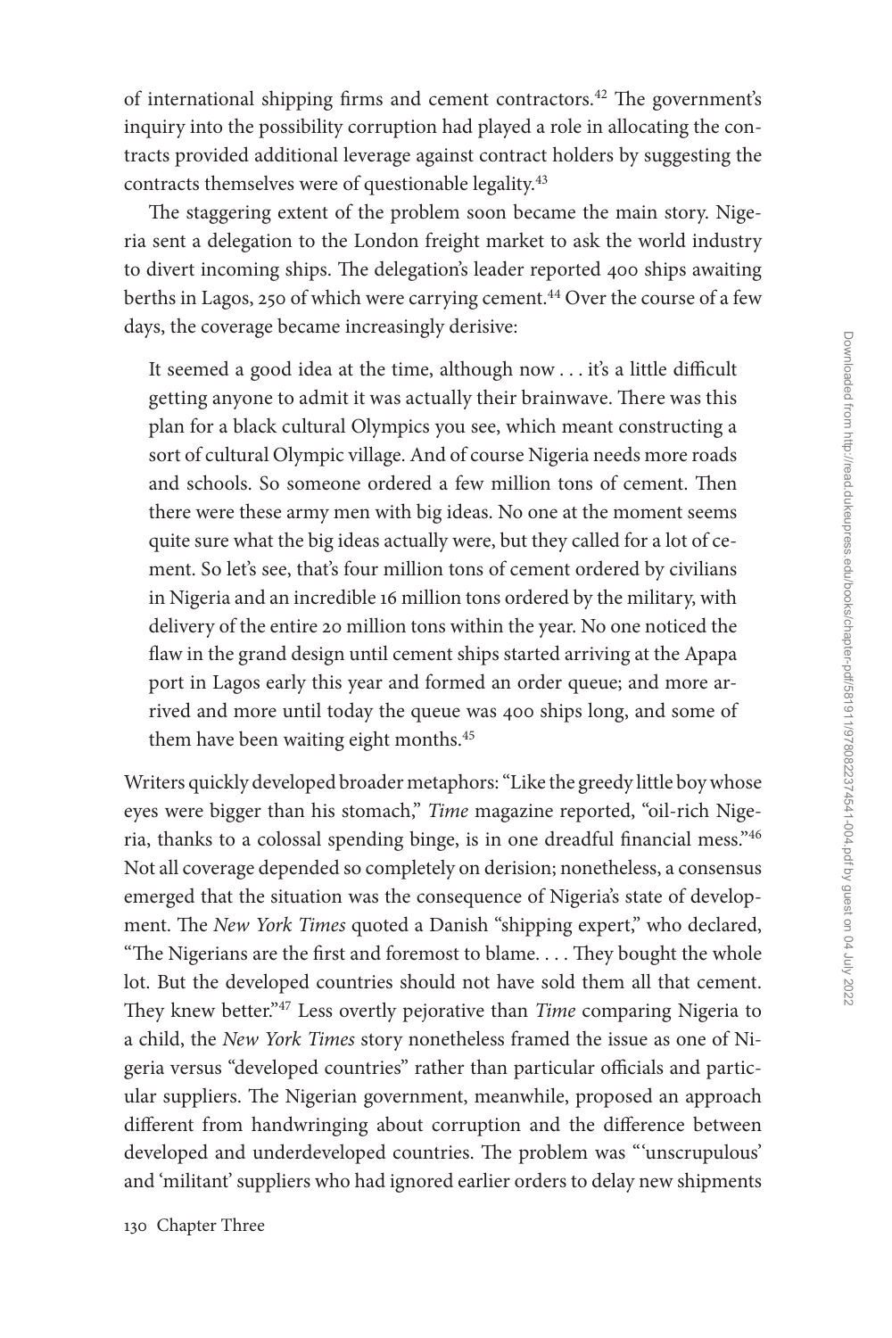of international shipping firms and cement contractors.[42] The government's inquiry into the possibility corruption had played a role in allocating the contracts provided additional leverage against contract holders by suggesting the contracts themselves were of questionable legality.[43]

The staggering extent of the problem soon became the main story. Nigeria sent a delegation to the London freight market to ask the world industry to divert incoming ships. The delegation's leader reported 400 ships awaiting berths in Lagos, 250 of which were carrying cement.[44] Over the course of a few days, the coverage became increasingly derisive:

> It seemed a good idea at the time, although now . . . it's a little difficult getting anyone to admit it was actually their brainwave. There was this plan for a black cultural Olympics you see, which meant constructing a sort of cultural Olympic village. And of course Nigeria needs more roads and schools. So someone ordered a few million tons of cement. Then there were these army men with big ideas. No one at the moment seems quite sure what the big ideas actually were, but they called for a lot of cement. So let's see, that's four million tons of cement ordered by civilians in Nigeria and an incredible 16 million tons ordered by the military, with delivery of the entire 20 million tons within the year. No one noticed the flaw in the grand design until cement ships started arriving at the Apapa port in Lagos early this year and formed an order queue; and more arrived and more until today the queue was 400 ships long, and some of them have been waiting eight months.[45]

Writers quickly developed broader metaphors: "Like the greedy little boy whose eyes were bigger than his stomach," *Time* magazine reported, "oil-rich Nigeria, thanks to a colossal spending binge, is in one dreadful financial mess."[46] Not all coverage depended so completely on derision; nonetheless, a consensus emerged that the situation was the consequence of Nigeria's state of development. The *New York Times* quoted a Danish "shipping expert," who declared, "The Nigerians are the first and foremost to blame. . . . They bought the whole lot. But the developed countries should not have sold them all that cement. They knew better."[47] Less overtly pejorative than *Time* comparing Nigeria to a child, the *New York Times* story nonetheless framed the issue as one of Nigeria versus "developed countries" rather than particular officials and particular suppliers. The Nigerian government, meanwhile, proposed an approach different from handwringing about corruption and the difference between developed and underdeveloped countries. The problem was "'unscrupulous' and 'militant' suppliers who had ignored earlier orders to delay new shipments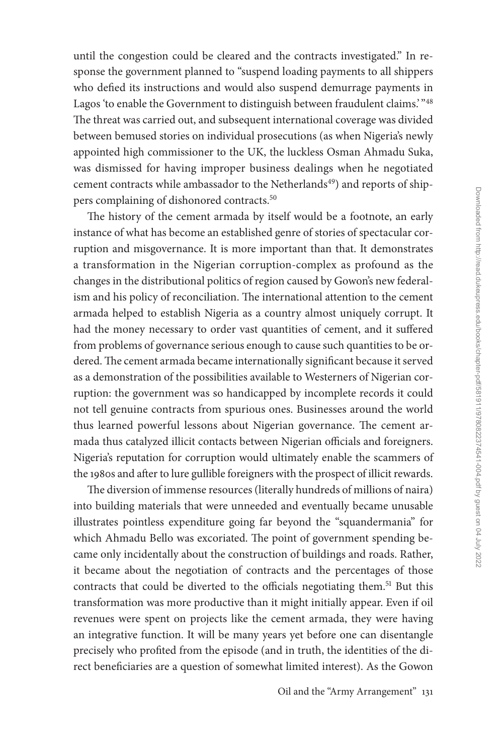until the congestion could be cleared and the contracts investigated." In response the government planned to "suspend loading payments to all shippers who defied its instructions and would also suspend demurrage payments in Lagos 'to enable the Government to distinguish between fraudulent claims.' "[48] The threat was carried out, and subsequent international coverage was divided between bemused stories on individual prosecutions (as when Nigeria's newly appointed high commissioner to the UK, the luckless Osman Ahmadu Suka, was dismissed for having improper business dealings when he negotiated cement contracts while ambassador to the Netherlands[49]) and reports of shippers complaining of dishonored contracts.[50]

The history of the cement armada by itself would be a footnote, an early instance of what has become an established genre of stories of spectacular corruption and misgovernance. It is more important than that. It demonstrates a transformation in the Nigerian corruption-complex as profound as the changes in the distributional politics of region caused by Gowon's new federalism and his policy of reconciliation. The international attention to the cement armada helped to establish Nigeria as a country almost uniquely corrupt. It had the money necessary to order vast quantities of cement, and it suffered from problems of governance serious enough to cause such quantities to be ordered. The cement armada became internationally significant because it served as a demonstration of the possibilities available to Westerners of Nigerian corruption: the government was so handicapped by incomplete records it could not tell genuine contracts from spurious ones. Businesses around the world thus learned powerful lessons about Nigerian governance. The cement armada thus catalyzed illicit contacts between Nigerian officials and foreigners. Nigeria's reputation for corruption would ultimately enable the scammers of the 1980s and after to lure gullible foreigners with the prospect of illicit rewards.

The diversion of immense resources (literally hundreds of millions of naira) into building materials that were unneeded and eventually became unusable illustrates pointless expenditure going far beyond the "squandermania" for which Ahmadu Bello was excoriated. The point of government spending became only incidentally about the construction of buildings and roads. Rather, it became about the negotiation of contracts and the percentages of those contracts that could be diverted to the officials negotiating them.[51] But this transformation was more productive than it might initially appear. Even if oil revenues were spent on projects like the cement armada, they were having an integrative function. It will be many years yet before one can disentangle precisely who profited from the episode (and in truth, the identities of the direct beneficiaries are a question of somewhat limited interest). As the Gowon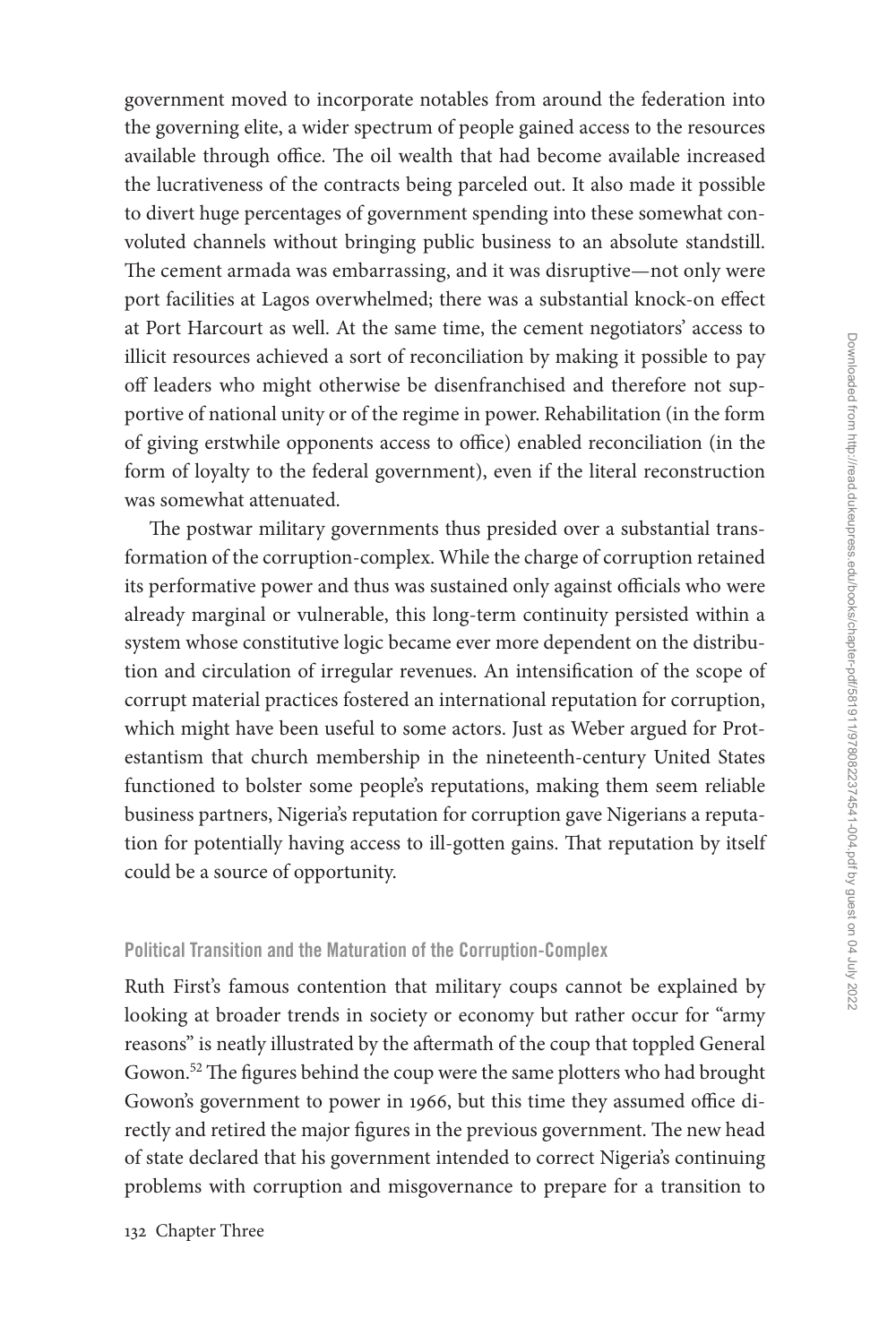government moved to incorporate notables from around the federation into the governing elite, a wider spectrum of people gained access to the resources available through office. The oil wealth that had become available increased the lucrativeness of the contracts being parceled out. It also made it possible to divert huge percentages of government spending into these somewhat convoluted channels without bringing public business to an absolute standstill. The cement armada was embarrassing, and it was disruptive—not only were port facilities at Lagos overwhelmed; there was a substantial knock-on effect at Port Harcourt as well. At the same time, the cement negotiators' access to illicit resources achieved a sort of reconciliation by making it possible to pay off leaders who might otherwise be disenfranchised and therefore not supportive of national unity or of the regime in power. Rehabilitation (in the form of giving erstwhile opponents access to office) enabled reconciliation (in the form of loyalty to the federal government), even if the literal reconstruction was somewhat attenuated.

The postwar military governments thus presided over a substantial transformation of the corruption-complex. While the charge of corruption retained its performative power and thus was sustained only against officials who were already marginal or vulnerable, this long-term continuity persisted within a system whose constitutive logic became ever more dependent on the distribution and circulation of irregular revenues. An intensification of the scope of corrupt material practices fostered an international reputation for corruption, which might have been useful to some actors. Just as Weber argued for Protestantism that church membership in the nineteenth-century United States functioned to bolster some people's reputations, making them seem reliable business partners, Nigeria's reputation for corruption gave Nigerians a reputation for potentially having access to ill-gotten gains. That reputation by itself could be a source of opportunity.

### Political Transition and the Maturation of the Corruption-Complex

Ruth First's famous contention that military coups cannot be explained by looking at broader trends in society or economy but rather occur for "army reasons" is neatly illustrated by the aftermath of the coup that toppled General Gowon.[52] The figures behind the coup were the same plotters who had brought Gowon's government to power in 1966, but this time they assumed office directly and retired the major figures in the previous government. The new head of state declared that his government intended to correct Nigeria's continuing problems with corruption and misgovernance to prepare for a transition to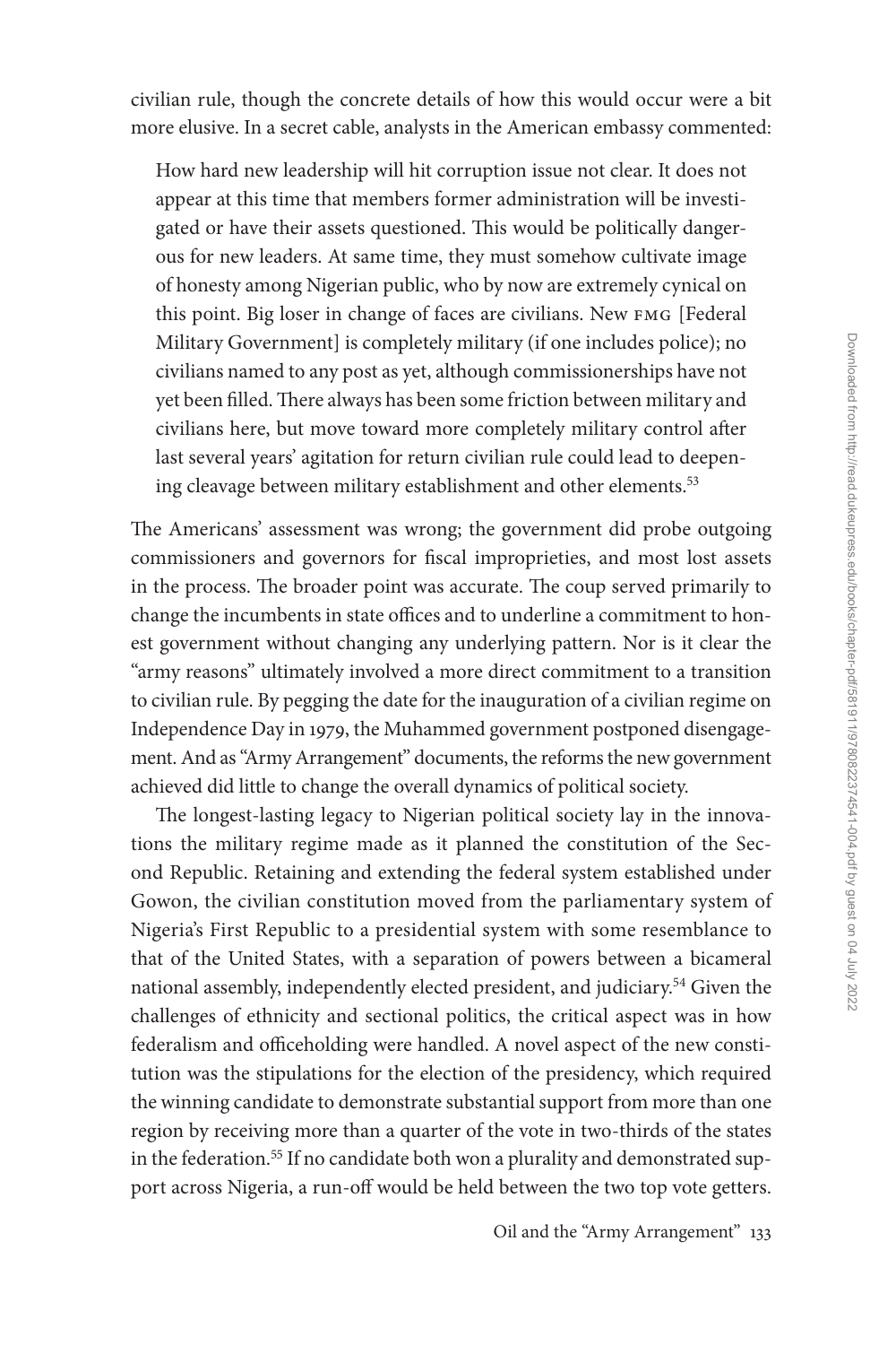civilian rule, though the concrete details of how this would occur were a bit more elusive. In a secret cable, analysts in the American embassy commented:

> How hard new leadership will hit corruption issue not clear. It does not appear at this time that members former administration will be investigated or have their assets questioned. This would be politically dangerous for new leaders. At same time, they must somehow cultivate image of honesty among Nigerian public, who by now are extremely cynical on this point. Big loser in change of faces are civilians. New FMG [Federal Military Government] is completely military (if one includes police); no civilians named to any post as yet, although commissionerships have not yet been filled. There always has been some friction between military and civilians here, but move toward more completely military control after last several years' agitation for return civilian rule could lead to deepening cleavage between military establishment and other elements.[53]

The Americans' assessment was wrong; the government did probe outgoing commissioners and governors for fiscal improprieties, and most lost assets in the process. The broader point was accurate. The coup served primarily to change the incumbents in state offices and to underline a commitment to honest government without changing any underlying pattern. Nor is it clear the "army reasons" ultimately involved a more direct commitment to a transition to civilian rule. By pegging the date for the inauguration of a civilian regime on Independence Day in 1979, the Muhammed government postponed disengagement. And as "Army Arrangement" documents, the reforms the new government achieved did little to change the overall dynamics of political society.

The longest-lasting legacy to Nigerian political society lay in the innovations the military regime made as it planned the constitution of the Second Republic. Retaining and extending the federal system established under Gowon, the civilian constitution moved from the parliamentary system of Nigeria's First Republic to a presidential system with some resemblance to that of the United States, with a separation of powers between a bicameral national assembly, independently elected president, and judiciary.[54] Given the challenges of ethnicity and sectional politics, the critical aspect was in how federalism and officeholding were handled. A novel aspect of the new constitution was the stipulations for the election of the presidency, which required the winning candidate to demonstrate substantial support from more than one region by receiving more than a quarter of the vote in two-thirds of the states in the federation.[55] If no candidate both won a plurality and demonstrated support across Nigeria, a run-off would be held between the two top vote getters.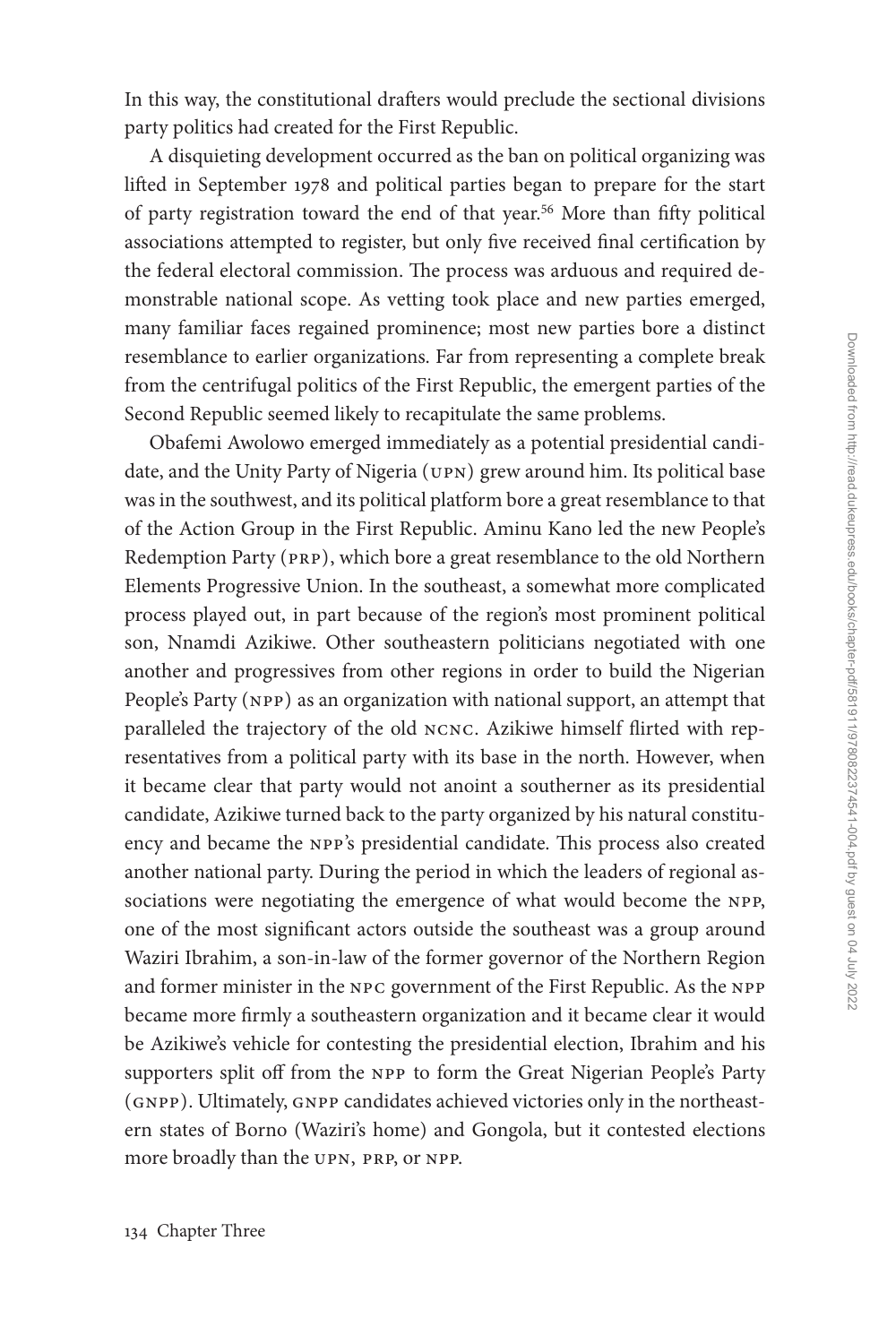In this way, the constitutional drafters would preclude the sectional divisions party politics had created for the First Republic.

A disquieting development occurred as the ban on political organizing was lifted in September 1978 and political parties began to prepare for the start of party registration toward the end of that year.[56] More than fifty political associations attempted to register, but only five received final certification by the federal electoral commission. The process was arduous and required demonstrable national scope. As vetting took place and new parties emerged, many familiar faces regained prominence; most new parties bore a distinct resemblance to earlier organizations. Far from representing a complete break from the centrifugal politics of the First Republic, the emergent parties of the Second Republic seemed likely to recapitulate the same problems.

Obafemi Awolowo emerged immediately as a potential presidential candidate, and the Unity Party of Nigeria (UPN) grew around him. Its political base was in the southwest, and its political platform bore a great resemblance to that of the Action Group in the First Republic. Aminu Kano led the new People's Redemption Party (PRP), which bore a great resemblance to the old Northern Elements Progressive Union. In the southeast, a somewhat more complicated process played out, in part because of the region's most prominent political son, Nnamdi Azikiwe. Other southeastern politicians negotiated with one another and progressives from other regions in order to build the Nigerian People's Party (NPP) as an organization with national support, an attempt that paralleled the trajectory of the old NCNC. Azikiwe himself flirted with representatives from a political party with its base in the north. However, when it became clear that party would not anoint a southerner as its presidential candidate, Azikiwe turned back to the party organized by his natural constituency and became the NPP's presidential candidate. This process also created another national party. During the period in which the leaders of regional associations were negotiating the emergence of what would become the NPP, one of the most significant actors outside the southeast was a group around Waziri Ibrahim, a son-in-law of the former governor of the Northern Region and former minister in the NPC government of the First Republic. As the NPP became more firmly a southeastern organization and it became clear it would be Azikiwe's vehicle for contesting the presidential election, Ibrahim and his supporters split off from the NPP to form the Great Nigerian People's Party (GNPP). Ultimately, GNPP candidates achieved victories only in the northeastern states of Borno (Waziri's home) and Gongola, but it contested elections more broadly than the UPN, PRP, or NPP.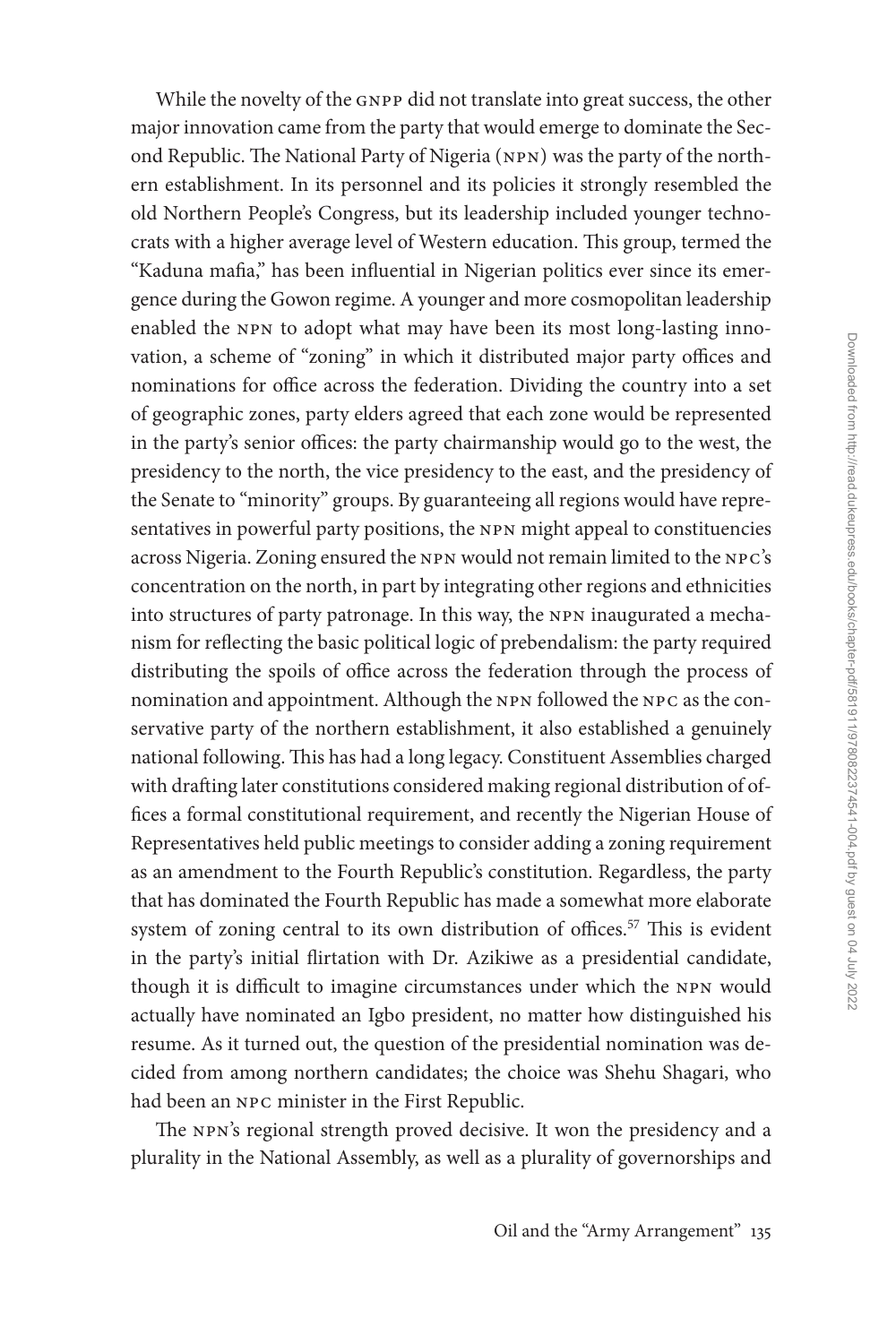While the novelty of the GNPP did not translate into great success, the other major innovation came from the party that would emerge to dominate the Second Republic. The National Party of Nigeria (NPN) was the party of the northern establishment. In its personnel and its policies it strongly resembled the old Northern People's Congress, but its leadership included younger technocrats with a higher average level of Western education. This group, termed the "Kaduna mafia," has been influential in Nigerian politics ever since its emergence during the Gowon regime. A younger and more cosmopolitan leadership enabled the NPN to adopt what may have been its most long-lasting innovation, a scheme of "zoning" in which it distributed major party offices and nominations for office across the federation. Dividing the country into a set of geographic zones, party elders agreed that each zone would be represented in the party's senior offices: the party chairmanship would go to the west, the presidency to the north, the vice presidency to the east, and the presidency of the Senate to "minority" groups. By guaranteeing all regions would have representatives in powerful party positions, the NPN might appeal to constituencies across Nigeria. Zoning ensured the NPN would not remain limited to the NPC's concentration on the north, in part by integrating other regions and ethnicities into structures of party patronage. In this way, the NPN inaugurated a mechanism for reflecting the basic political logic of prebendalism: the party required distributing the spoils of office across the federation through the process of nomination and appointment. Although the NPN followed the NPC as the conservative party of the northern establishment, it also established a genuinely national following. This has had a long legacy. Constituent Assemblies charged with drafting later constitutions considered making regional distribution of offices a formal constitutional requirement, and recently the Nigerian House of Representatives held public meetings to consider adding a zoning requirement as an amendment to the Fourth Republic's constitution. Regardless, the party that has dominated the Fourth Republic has made a somewhat more elaborate system of zoning central to its own distribution of offices.[57] This is evident in the party's initial flirtation with Dr. Azikiwe as a presidential candidate, though it is difficult to imagine circumstances under which the NPN would actually have nominated an Igbo president, no matter how distinguished his resume. As it turned out, the question of the presidential nomination was decided from among northern candidates; the choice was Shehu Shagari, who had been an NPC minister in the First Republic.

The NPN's regional strength proved decisive. It won the presidency and a plurality in the National Assembly, as well as a plurality of governorships and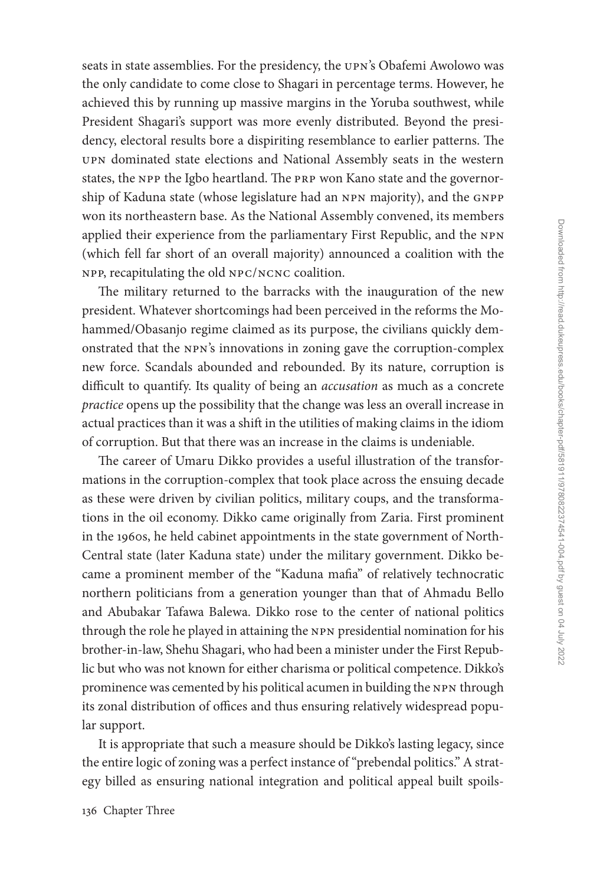seats in state assemblies. For the presidency, the UPN's Obafemi Awolowo was the only candidate to come close to Shagari in percentage terms. However, he achieved this by running up massive margins in the Yoruba southwest, while President Shagari's support was more evenly distributed. Beyond the presidency, electoral results bore a dispiriting resemblance to earlier patterns. The UPN dominated state elections and National Assembly seats in the western states, the NPP the Igbo heartland. The PRP won Kano state and the governorship of Kaduna state (whose legislature had an NPN majority), and the GNPP won its northeastern base. As the National Assembly convened, its members applied their experience from the parliamentary First Republic, and the NPN (which fell far short of an overall majority) announced a coalition with the NPP, recapitulating the old NPC/NCNC coalition.

The military returned to the barracks with the inauguration of the new president. Whatever shortcomings had been perceived in the reforms the Mohammed/Obasanjo regime claimed as its purpose, the civilians quickly demonstrated that the NPN's innovations in zoning gave the corruption-complex new force. Scandals abounded and rebounded. By its nature, corruption is difficult to quantify. Its quality of being an *accusation* as much as a concrete *practice* opens up the possibility that the change was less an overall increase in actual practices than it was a shift in the utilities of making claims in the idiom of corruption. But that there was an increase in the claims is undeniable.

The career of Umaru Dikko provides a useful illustration of the transformations in the corruption-complex that took place across the ensuing decade as these were driven by civilian politics, military coups, and the transformations in the oil economy. Dikko came originally from Zaria. First prominent in the 1960s, he held cabinet appointments in the state government of North-Central state (later Kaduna state) under the military government. Dikko became a prominent member of the "Kaduna mafia" of relatively technocratic northern politicians from a generation younger than that of Ahmadu Bello and Abubakar Tafawa Balewa. Dikko rose to the center of national politics through the role he played in attaining the NPN presidential nomination for his brother-in-law, Shehu Shagari, who had been a minister under the First Republic but who was not known for either charisma or political competence. Dikko's prominence was cemented by his political acumen in building the NPN through its zonal distribution of offices and thus ensuring relatively widespread popular support.

It is appropriate that such a measure should be Dikko's lasting legacy, since the entire logic of zoning was a perfect instance of "prebendal politics." A strategy billed as ensuring national integration and political appeal built spoils-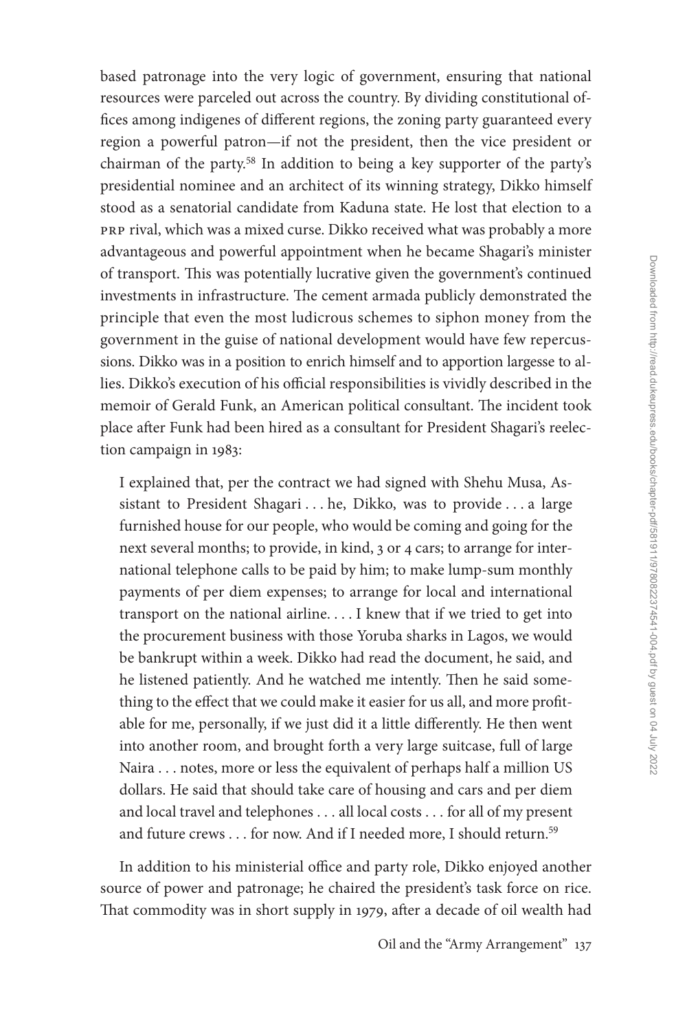based patronage into the very logic of government, ensuring that national resources were parceled out across the country. By dividing constitutional offices among indigenes of different regions, the zoning party guaranteed every region a powerful patron—if not the president, then the vice president or chairman of the party.[58] In addition to being a key supporter of the party's presidential nominee and an architect of its winning strategy, Dikko himself stood as a senatorial candidate from Kaduna state. He lost that election to a PRP rival, which was a mixed curse. Dikko received what was probably a more advantageous and powerful appointment when he became Shagari's minister of transport. This was potentially lucrative given the government's continued investments in infrastructure. The cement armada publicly demonstrated the principle that even the most ludicrous schemes to siphon money from the government in the guise of national development would have few repercussions. Dikko was in a position to enrich himself and to apportion largesse to allies. Dikko's execution of his official responsibilities is vividly described in the memoir of Gerald Funk, an American political consultant. The incident took place after Funk had been hired as a consultant for President Shagari's reelection campaign in 1983:

> I explained that, per the contract we had signed with Shehu Musa, Assistant to President Shagari . . . he, Dikko, was to provide . . . a large furnished house for our people, who would be coming and going for the next several months; to provide, in kind, 3 or 4 cars; to arrange for international telephone calls to be paid by him; to make lump-sum monthly payments of per diem expenses; to arrange for local and international transport on the national airline. . . . I knew that if we tried to get into the procurement business with those Yoruba sharks in Lagos, we would be bankrupt within a week. Dikko had read the document, he said, and he listened patiently. And he watched me intently. Then he said something to the effect that we could make it easier for us all, and more profitable for me, personally, if we just did it a little differently. He then went into another room, and brought forth a very large suitcase, full of large Naira . . . notes, more or less the equivalent of perhaps half a million US dollars. He said that should take care of housing and cars and per diem and local travel and telephones . . . all local costs . . . for all of my present and future crews . . . for now. And if I needed more, I should return.[59]

In addition to his ministerial office and party role, Dikko enjoyed another source of power and patronage; he chaired the president's task force on rice. That commodity was in short supply in 1979, after a decade of oil wealth had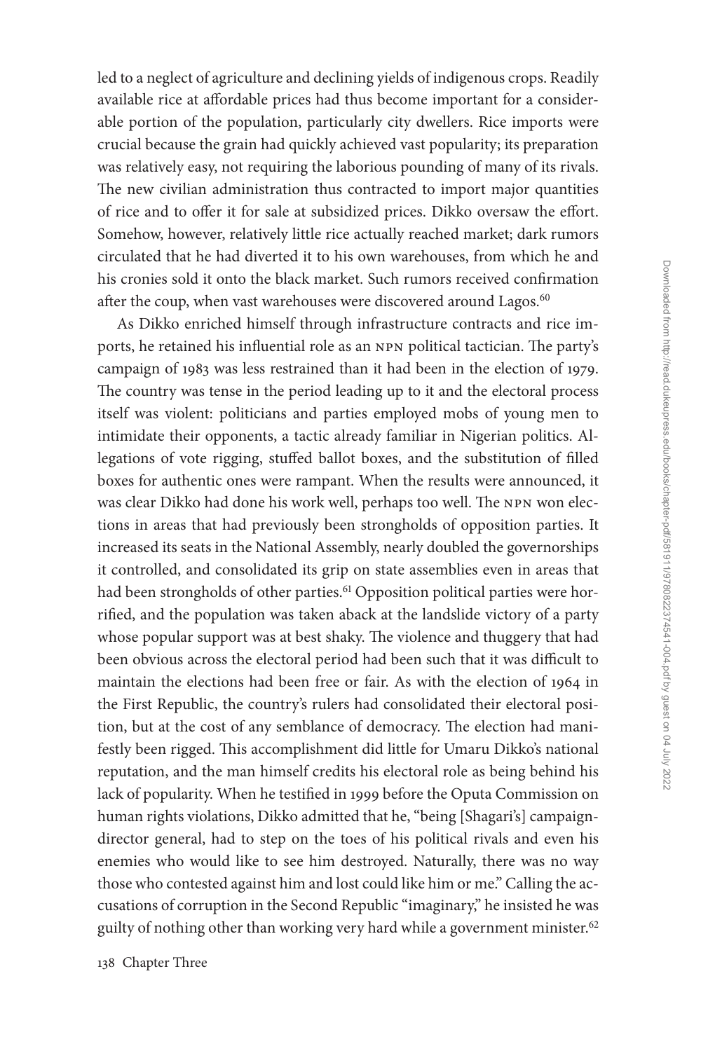led to a neglect of agriculture and declining yields of indigenous crops. Readily available rice at affordable prices had thus become important for a considerable portion of the population, particularly city dwellers. Rice imports were crucial because the grain had quickly achieved vast popularity; its preparation was relatively easy, not requiring the laborious pounding of many of its rivals. The new civilian administration thus contracted to import major quantities of rice and to offer it for sale at subsidized prices. Dikko oversaw the effort. Somehow, however, relatively little rice actually reached market; dark rumors circulated that he had diverted it to his own warehouses, from which he and his cronies sold it onto the black market. Such rumors received confirmation after the coup, when vast warehouses were discovered around Lagos.[60]

As Dikko enriched himself through infrastructure contracts and rice imports, he retained his influential role as an NPN political tactician. The party's campaign of 1983 was less restrained than it had been in the election of 1979. The country was tense in the period leading up to it and the electoral process itself was violent: politicians and parties employed mobs of young men to intimidate their opponents, a tactic already familiar in Nigerian politics. Allegations of vote rigging, stuffed ballot boxes, and the substitution of filled boxes for authentic ones were rampant. When the results were announced, it was clear Dikko had done his work well, perhaps too well. The NPN won elections in areas that had previously been strongholds of opposition parties. It increased its seats in the National Assembly, nearly doubled the governorships it controlled, and consolidated its grip on state assemblies even in areas that had been strongholds of other parties.[61] Opposition political parties were horrified, and the population was taken aback at the landslide victory of a party whose popular support was at best shaky. The violence and thuggery that had been obvious across the electoral period had been such that it was difficult to maintain the elections had been free or fair. As with the election of 1964 in the First Republic, the country's rulers had consolidated their electoral position, but at the cost of any semblance of democracy. The election had manifestly been rigged. This accomplishment did little for Umaru Dikko's national reputation, and the man himself credits his electoral role as being behind his lack of popularity. When he testified in 1999 before the Oputa Commission on human rights violations, Dikko admitted that he, "being [Shagari's] campaign-director general, had to step on the toes of his political rivals and even his enemies who would like to see him destroyed. Naturally, there was no way those who contested against him and lost could like him or me." Calling the accusations of corruption in the Second Republic "imaginary," he insisted he was guilty of nothing other than working very hard while a government minister.[62]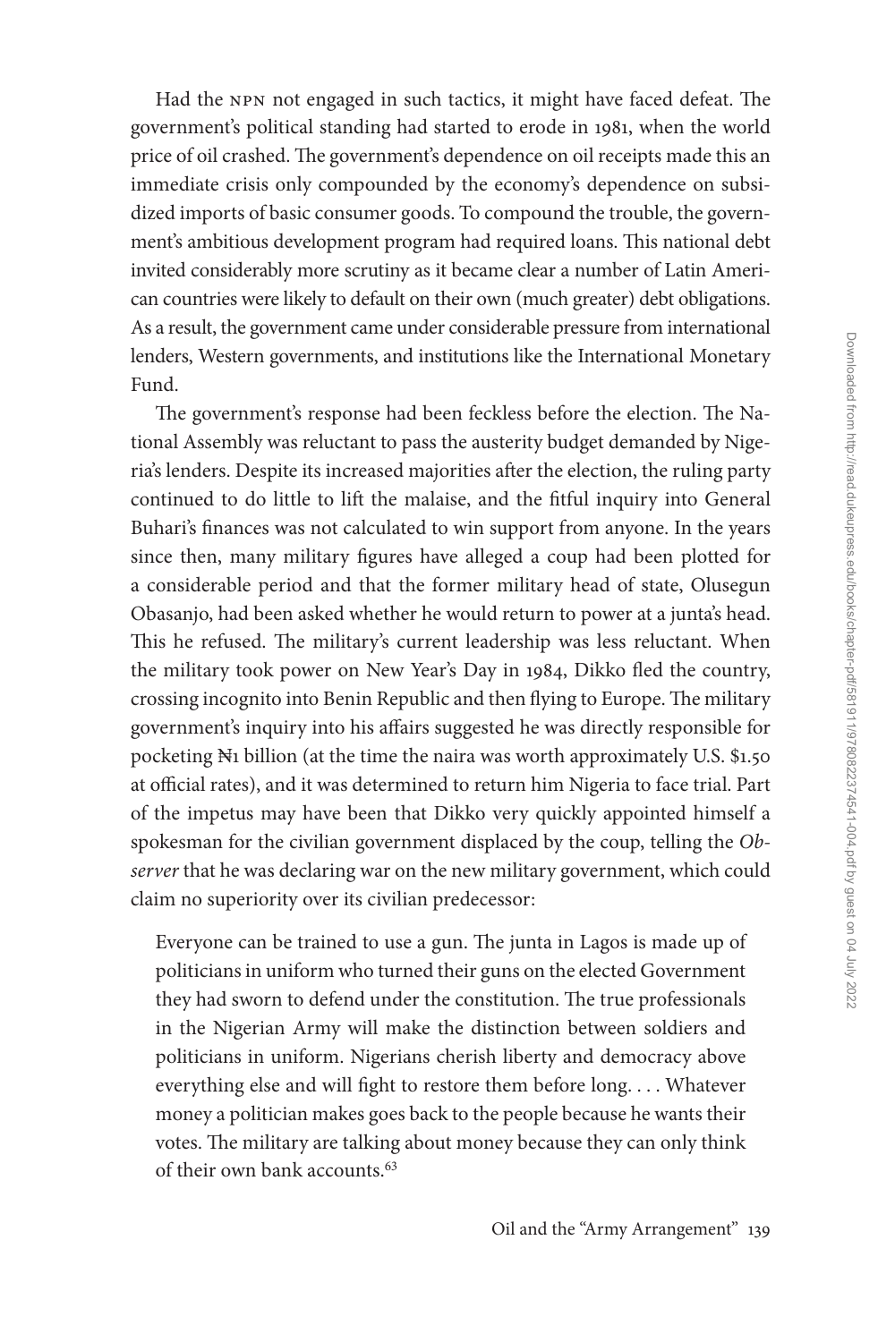Had the NPN not engaged in such tactics, it might have faced defeat. The government's political standing had started to erode in 1981, when the world price of oil crashed. The government's dependence on oil receipts made this an immediate crisis only compounded by the economy's dependence on subsidized imports of basic consumer goods. To compound the trouble, the government's ambitious development program had required loans. This national debt invited considerably more scrutiny as it became clear a number of Latin American countries were likely to default on their own (much greater) debt obligations. As a result, the government came under considerable pressure from international lenders, Western governments, and institutions like the International Monetary Fund.

The government's response had been feckless before the election. The National Assembly was reluctant to pass the austerity budget demanded by Nigeria's lenders. Despite its increased majorities after the election, the ruling party continued to do little to lift the malaise, and the fitful inquiry into General Buhari's finances was not calculated to win support from anyone. In the years since then, many military figures have alleged a coup had been plotted for a considerable period and that the former military head of state, Olusegun Obasanjo, had been asked whether he would return to power at a junta's head. This he refused. The military's current leadership was less reluctant. When the military took power on New Year's Day in 1984, Dikko fled the country, crossing incognito into Benin Republic and then flying to Europe. The military government's inquiry into his affairs suggested he was directly responsible for pocketing ₦1 billion (at the time the naira was worth approximately U.S. $1.50 at official rates), and it was determined to return him Nigeria to face trial. Part of the impetus may have been that Dikko very quickly appointed himself a spokesman for the civilian government displaced by the coup, telling the *Observer* that he was declaring war on the new military government, which could claim no superiority over its civilian predecessor:

> Everyone can be trained to use a gun. The junta in Lagos is made up of politicians in uniform who turned their guns on the elected Government they had sworn to defend under the constitution. The true professionals in the Nigerian Army will make the distinction between soldiers and politicians in uniform. Nigerians cherish liberty and democracy above everything else and will fight to restore them before long. . . . Whatever money a politician makes goes back to the people because he wants their votes. The military are talking about money because they can only think of their own bank accounts.[63]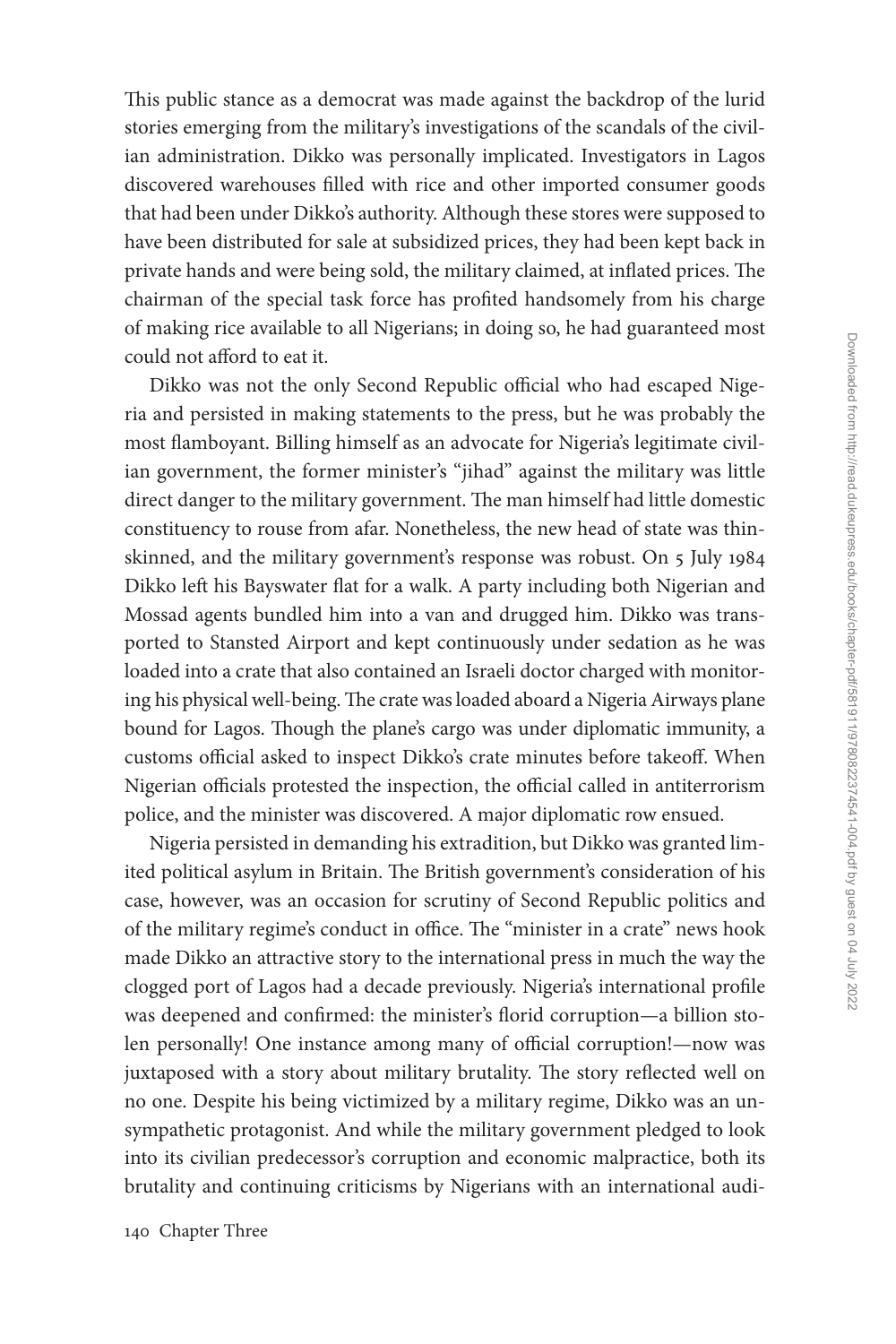This public stance as a democrat was made against the backdrop of the lurid stories emerging from the military's investigations of the scandals of the civilian administration. Dikko was personally implicated. Investigators in Lagos discovered warehouses filled with rice and other imported consumer goods that had been under Dikko's authority. Although these stores were supposed to have been distributed for sale at subsidized prices, they had been kept back in private hands and were being sold, the military claimed, at inflated prices. The chairman of the special task force has profited handsomely from his charge of making rice available to all Nigerians; in doing so, he had guaranteed most could not afford to eat it.

Dikko was not the only Second Republic official who had escaped Nigeria and persisted in making statements to the press, but he was probably the most flamboyant. Billing himself as an advocate for Nigeria's legitimate civilian government, the former minister's "jihad" against the military was little direct danger to the military government. The man himself had little domestic constituency to rouse from afar. Nonetheless, the new head of state was thin-skinned, and the military government's response was robust. On 5 July 1984 Dikko left his Bayswater flat for a walk. A party including both Nigerian and Mossad agents bundled him into a van and drugged him. Dikko was transported to Stansted Airport and kept continuously under sedation as he was loaded into a crate that also contained an Israeli doctor charged with monitoring his physical well-being. The crate was loaded aboard a Nigeria Airways plane bound for Lagos. Though the plane's cargo was under diplomatic immunity, a customs official asked to inspect Dikko's crate minutes before takeoff. When Nigerian officials protested the inspection, the official called in antiterrorism police, and the minister was discovered. A major diplomatic row ensued.

Nigeria persisted in demanding his extradition, but Dikko was granted limited political asylum in Britain. The British government's consideration of his case, however, was an occasion for scrutiny of Second Republic politics and of the military regime's conduct in office. The "minister in a crate" news hook made Dikko an attractive story to the international press in much the way the clogged port of Lagos had a decade previously. Nigeria's international profile was deepened and confirmed: the minister's florid corruption—a billion stolen personally! One instance among many of official corruption!—now was juxtaposed with a story about military brutality. The story reflected well on no one. Despite his being victimized by a military regime, Dikko was an unsympathetic protagonist. And while the military government pledged to look into its civilian predecessor's corruption and economic malpractice, both its brutality and continuing criticisms by Nigerians with an international audi-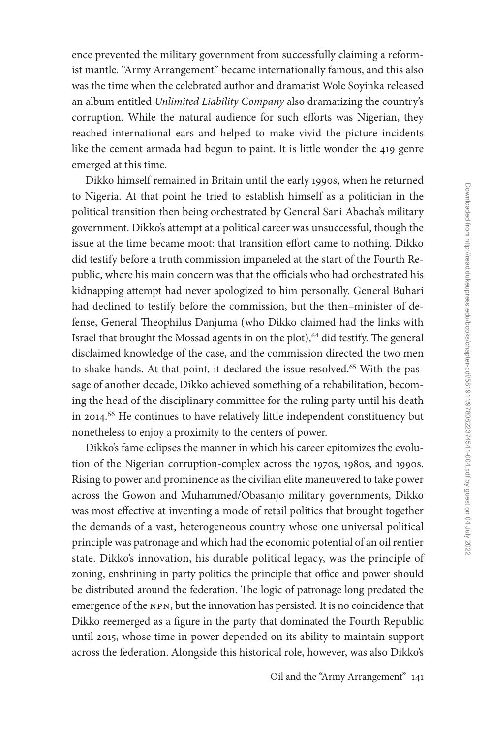ence prevented the military government from successfully claiming a reformist mantle. "Army Arrangement" became internationally famous, and this also was the time when the celebrated author and dramatist Wole Soyinka released an album entitled *Unlimited Liability Company* also dramatizing the country's corruption. While the natural audience for such efforts was Nigerian, they reached international ears and helped to make vivid the picture incidents like the cement armada had begun to paint. It is little wonder the 419 genre emerged at this time.

Dikko himself remained in Britain until the early 1990s, when he returned to Nigeria. At that point he tried to establish himself as a politician in the political transition then being orchestrated by General Sani Abacha's military government. Dikko's attempt at a political career was unsuccessful, though the issue at the time became moot: that transition effort came to nothing. Dikko did testify before a truth commission impaneled at the start of the Fourth Republic, where his main concern was that the officials who had orchestrated his kidnapping attempt had never apologized to him personally. General Buhari had declined to testify before the commission, but the then–minister of defense, General Theophilus Danjuma (who Dikko claimed had the links with Israel that brought the Mossad agents in on the plot),[64] did testify. The general disclaimed knowledge of the case, and the commission directed the two men to shake hands. At that point, it declared the issue resolved.[65] With the passage of another decade, Dikko achieved something of a rehabilitation, becoming the head of the disciplinary committee for the ruling party until his death in 2014.[66] He continues to have relatively little independent constituency but nonetheless to enjoy a proximity to the centers of power.

Dikko's fame eclipses the manner in which his career epitomizes the evolution of the Nigerian corruption-complex across the 1970s, 1980s, and 1990s. Rising to power and prominence as the civilian elite maneuvered to take power across the Gowon and Muhammed/Obasanjo military governments, Dikko was most effective at inventing a mode of retail politics that brought together the demands of a vast, heterogeneous country whose one universal political principle was patronage and which had the economic potential of an oil rentier state. Dikko's innovation, his durable political legacy, was the principle of zoning, enshrining in party politics the principle that office and power should be distributed around the federation. The logic of patronage long predated the emergence of the NPN, but the innovation has persisted. It is no coincidence that Dikko reemerged as a figure in the party that dominated the Fourth Republic until 2015, whose time in power depended on its ability to maintain support across the federation. Alongside this historical role, however, was also Dikko's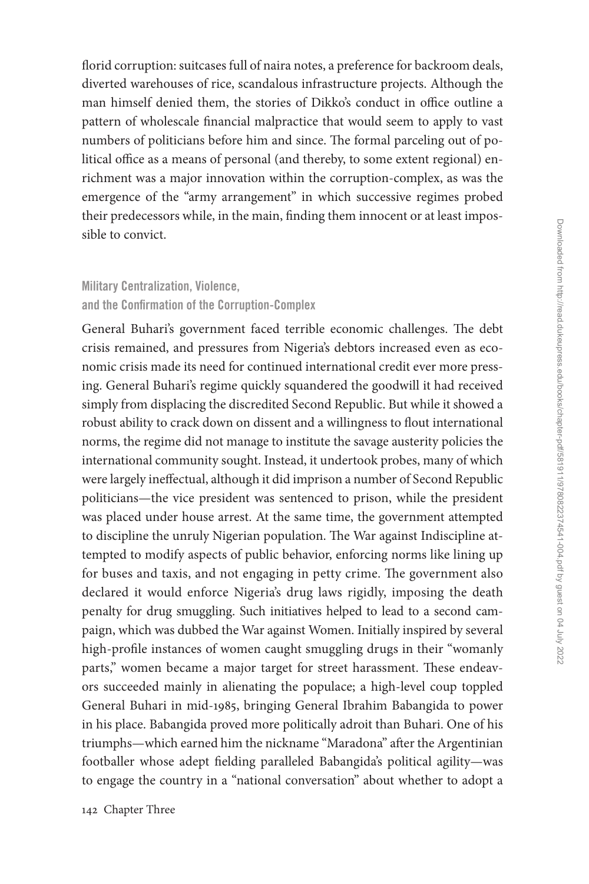florid corruption: suitcases full of naira notes, a preference for backroom deals, diverted warehouses of rice, scandalous infrastructure projects. Although the man himself denied them, the stories of Dikko's conduct in office outline a pattern of wholescale financial malpractice that would seem to apply to vast numbers of politicians before him and since. The formal parceling out of political office as a means of personal (and thereby, to some extent regional) enrichment was a major innovation within the corruption-complex, as was the emergence of the "army arrangement" in which successive regimes probed their predecessors while, in the main, finding them innocent or at least impossible to convict.

### Military Centralization, Violence, and the Confirmation of the Corruption-Complex

General Buhari's government faced terrible economic challenges. The debt crisis remained, and pressures from Nigeria's debtors increased even as economic crisis made its need for continued international credit ever more pressing. General Buhari's regime quickly squandered the goodwill it had received simply from displacing the discredited Second Republic. But while it showed a robust ability to crack down on dissent and a willingness to flout international norms, the regime did not manage to institute the savage austerity policies the international community sought. Instead, it undertook probes, many of which were largely ineffectual, although it did imprison a number of Second Republic politicians—the vice president was sentenced to prison, while the president was placed under house arrest. At the same time, the government attempted to discipline the unruly Nigerian population. The War against Indiscipline attempted to modify aspects of public behavior, enforcing norms like lining up for buses and taxis, and not engaging in petty crime. The government also declared it would enforce Nigeria's drug laws rigidly, imposing the death penalty for drug smuggling. Such initiatives helped to lead to a second campaign, which was dubbed the War against Women. Initially inspired by several high-profile instances of women caught smuggling drugs in their "womanly parts," women became a major target for street harassment. These endeavors succeeded mainly in alienating the populace; a high-level coup toppled General Buhari in mid-1985, bringing General Ibrahim Babangida to power in his place. Babangida proved more politically adroit than Buhari. One of his triumphs—which earned him the nickname "Maradona" after the Argentinian footballer whose adept fielding paralleled Babangida's political agility—was to engage the country in a "national conversation" about whether to adopt a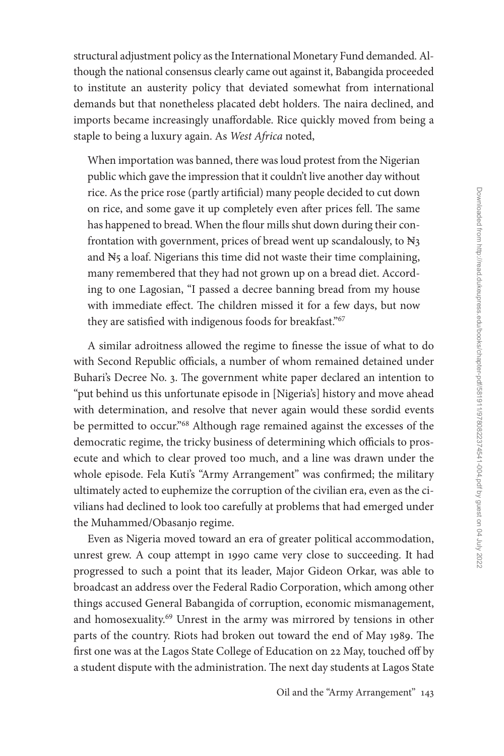structural adjustment policy as the International Monetary Fund demanded. Although the national consensus clearly came out against it, Babangida proceeded to institute an austerity policy that deviated somewhat from international demands but that nonetheless placated debt holders. The naira declined, and imports became increasingly unaffordable. Rice quickly moved from being a staple to being a luxury again. As *West Africa* noted,

> When importation was banned, there was loud protest from the Nigerian public which gave the impression that it couldn't live another day without rice. As the price rose (partly artificial) many people decided to cut down on rice, and some gave it up completely even after prices fell. The same has happened to bread. When the flour mills shut down during their confrontation with government, prices of bread went up scandalously, to ₦3 and ₦5 a loaf. Nigerians this time did not waste their time complaining, many remembered that they had not grown up on a bread diet. According to one Lagosian, "I passed a decree banning bread from my house with immediate effect. The children missed it for a few days, but now they are satisfied with indigenous foods for breakfast."[67]

A similar adroitness allowed the regime to finesse the issue of what to do with Second Republic officials, a number of whom remained detained under Buhari's Decree No. 3. The government white paper declared an intention to "put behind us this unfortunate episode in [Nigeria's] history and move ahead with determination, and resolve that never again would these sordid events be permitted to occur."[68] Although rage remained against the excesses of the democratic regime, the tricky business of determining which officials to prosecute and which to clear proved too much, and a line was drawn under the whole episode. Fela Kuti's "Army Arrangement" was confirmed; the military ultimately acted to euphemize the corruption of the civilian era, even as the civilians had declined to look too carefully at problems that had emerged under the Muhammed/Obasanjo regime.

Even as Nigeria moved toward an era of greater political accommodation, unrest grew. A coup attempt in 1990 came very close to succeeding. It had progressed to such a point that its leader, Major Gideon Orkar, was able to broadcast an address over the Federal Radio Corporation, which among other things accused General Babangida of corruption, economic mismanagement, and homosexuality.[69] Unrest in the army was mirrored by tensions in other parts of the country. Riots had broken out toward the end of May 1989. The first one was at the Lagos State College of Education on 22 May, touched off by a student dispute with the administration. The next day students at Lagos State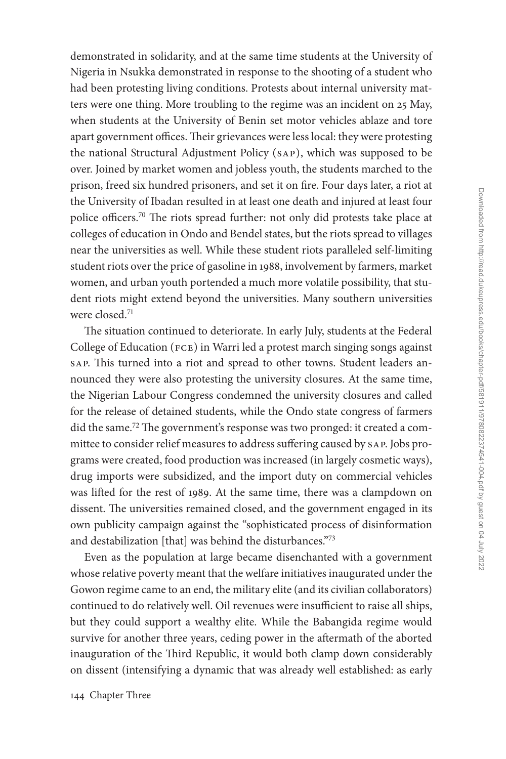demonstrated in solidarity, and at the same time students at the University of Nigeria in Nsukka demonstrated in response to the shooting of a student who had been protesting living conditions. Protests about internal university matters were one thing. More troubling to the regime was an incident on 25 May, when students at the University of Benin set motor vehicles ablaze and tore apart government offices. Their grievances were less local: they were protesting the national Structural Adjustment Policy (SAP), which was supposed to be over. Joined by market women and jobless youth, the students marched to the prison, freed six hundred prisoners, and set it on fire. Four days later, a riot at the University of Ibadan resulted in at least one death and injured at least four police officers.[70] The riots spread further: not only did protests take place at colleges of education in Ondo and Bendel states, but the riots spread to villages near the universities as well. While these student riots paralleled self-limiting student riots over the price of gasoline in 1988, involvement by farmers, market women, and urban youth portended a much more volatile possibility, that student riots might extend beyond the universities. Many southern universities were closed.[71]

The situation continued to deteriorate. In early July, students at the Federal College of Education (FCE) in Warri led a protest march singing songs against SAP. This turned into a riot and spread to other towns. Student leaders announced they were also protesting the university closures. At the same time, the Nigerian Labour Congress condemned the university closures and called for the release of detained students, while the Ondo state congress of farmers did the same.[72] The government's response was two pronged: it created a committee to consider relief measures to address suffering caused by SAP. Jobs programs were created, food production was increased (in largely cosmetic ways), drug imports were subsidized, and the import duty on commercial vehicles was lifted for the rest of 1989. At the same time, there was a clampdown on dissent. The universities remained closed, and the government engaged in its own publicity campaign against the "sophisticated process of disinformation and destabilization [that] was behind the disturbances."[73]

Even as the population at large became disenchanted with a government whose relative poverty meant that the welfare initiatives inaugurated under the Gowon regime came to an end, the military elite (and its civilian collaborators) continued to do relatively well. Oil revenues were insufficient to raise all ships, but they could support a wealthy elite. While the Babangida regime would survive for another three years, ceding power in the aftermath of the aborted inauguration of the Third Republic, it would both clamp down considerably on dissent (intensifying a dynamic that was already well established: as early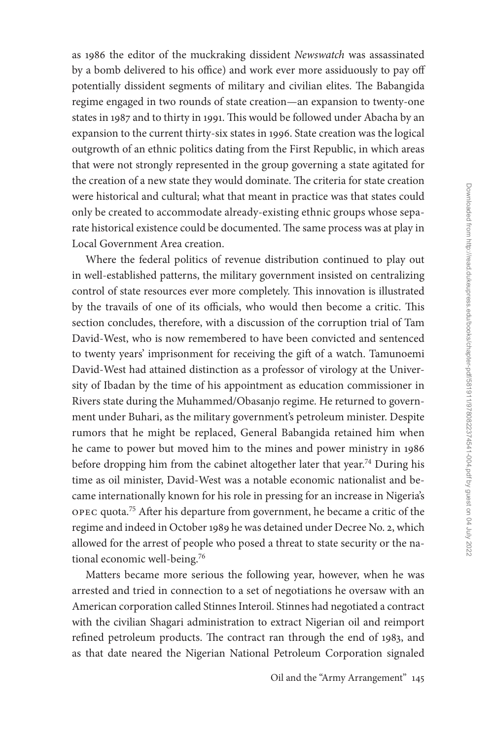as 1986 the editor of the muckraking dissident *Newswatch* was assassinated by a bomb delivered to his office) and work ever more assiduously to pay off potentially dissident segments of military and civilian elites. The Babangida regime engaged in two rounds of state creation—an expansion to twenty-one states in 1987 and to thirty in 1991. This would be followed under Abacha by an expansion to the current thirty-six states in 1996. State creation was the logical outgrowth of an ethnic politics dating from the First Republic, in which areas that were not strongly represented in the group governing a state agitated for the creation of a new state they would dominate. The criteria for state creation were historical and cultural; what that meant in practice was that states could only be created to accommodate already-existing ethnic groups whose separate historical existence could be documented. The same process was at play in Local Government Area creation.

Where the federal politics of revenue distribution continued to play out in well-established patterns, the military government insisted on centralizing control of state resources ever more completely. This innovation is illustrated by the travails of one of its officials, who would then become a critic. This section concludes, therefore, with a discussion of the corruption trial of Tam David-West, who is now remembered to have been convicted and sentenced to twenty years' imprisonment for receiving the gift of a watch. Tamunoemi David-West had attained distinction as a professor of virology at the University of Ibadan by the time of his appointment as education commissioner in Rivers state during the Muhammed/Obasanjo regime. He returned to government under Buhari, as the military government's petroleum minister. Despite rumors that he might be replaced, General Babangida retained him when he came to power but moved him to the mines and power ministry in 1986 before dropping him from the cabinet altogether later that year.[74] During his time as oil minister, David-West was a notable economic nationalist and became internationally known for his role in pressing for an increase in Nigeria's OPEC quota.[75] After his departure from government, he became a critic of the regime and indeed in October 1989 he was detained under Decree No. 2, which allowed for the arrest of people who posed a threat to state security or the national economic well-being.[76]

Matters became more serious the following year, however, when he was arrested and tried in connection to a set of negotiations he oversaw with an American corporation called Stinnes Interoil. Stinnes had negotiated a contract with the civilian Shagari administration to extract Nigerian oil and reimport refined petroleum products. The contract ran through the end of 1983, and as that date neared the Nigerian National Petroleum Corporation signaled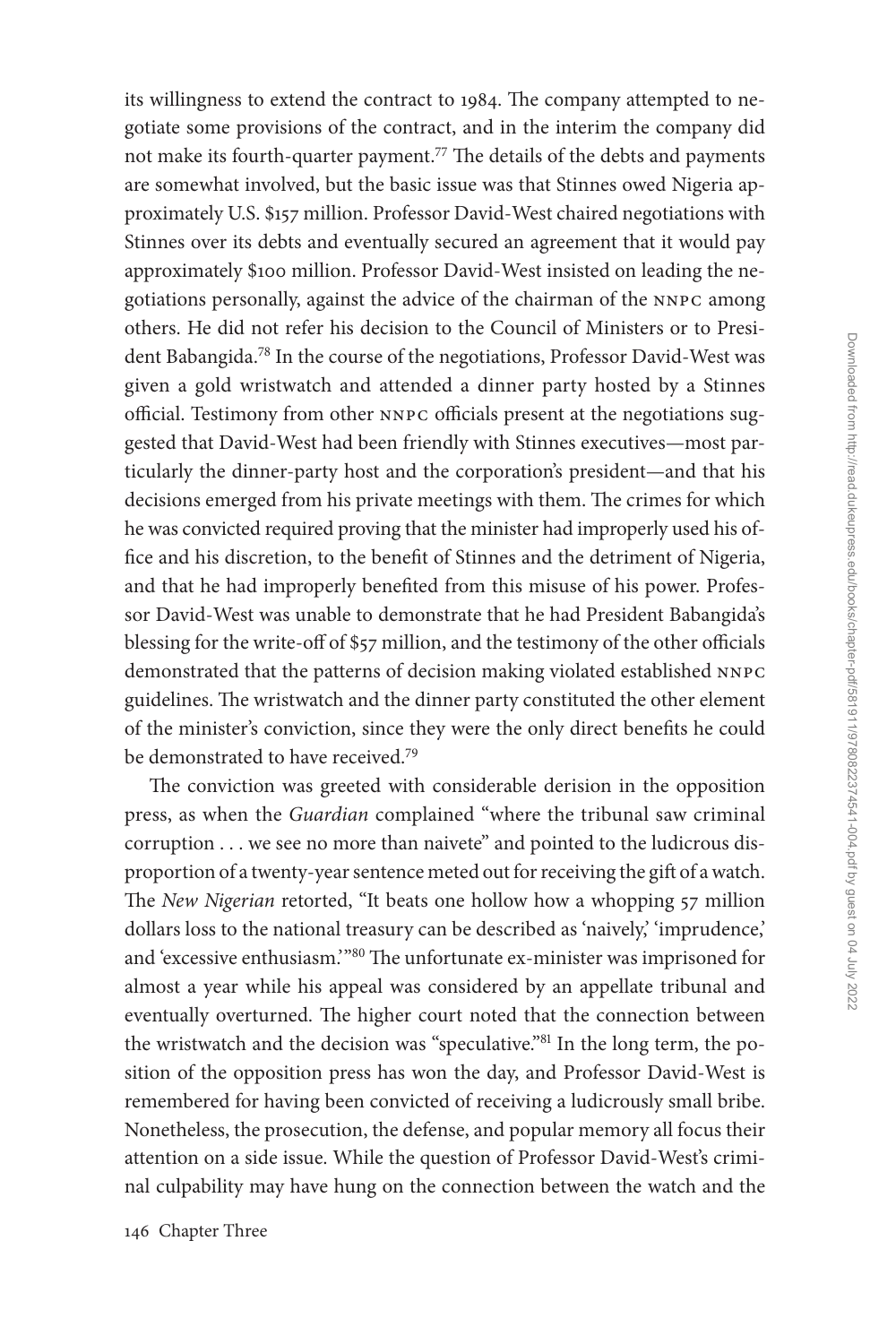its willingness to extend the contract to 1984. The company attempted to negotiate some provisions of the contract, and in the interim the company did not make its fourth-quarter payment.[77] The details of the debts and payments are somewhat involved, but the basic issue was that Stinnes owed Nigeria approximately U.S. $157 million. Professor David-West chaired negotiations with Stinnes over its debts and eventually secured an agreement that it would pay approximately $100 million. Professor David-West insisted on leading the negotiations personally, against the advice of the chairman of the NNPC among others. He did not refer his decision to the Council of Ministers or to President Babangida.[78] In the course of the negotiations, Professor David-West was given a gold wristwatch and attended a dinner party hosted by a Stinnes official. Testimony from other NNPC officials present at the negotiations suggested that David-West had been friendly with Stinnes executives—most particularly the dinner-party host and the corporation's president—and that his decisions emerged from his private meetings with them. The crimes for which he was convicted required proving that the minister had improperly used his office and his discretion, to the benefit of Stinnes and the detriment of Nigeria, and that he had improperly benefited from this misuse of his power. Professor David-West was unable to demonstrate that he had President Babangida's blessing for the write-off of $57 million, and the testimony of the other officials demonstrated that the patterns of decision making violated established NNPC guidelines. The wristwatch and the dinner party constituted the other element of the minister's conviction, since they were the only direct benefits he could be demonstrated to have received.[79]

The conviction was greeted with considerable derision in the opposition press, as when the *Guardian* complained "where the tribunal saw criminal corruption . . . we see no more than naivete" and pointed to the ludicrous disproportion of a twenty-year sentence meted out for receiving the gift of a watch. The *New Nigerian* retorted, "It beats one hollow how a whopping 57 million dollars loss to the national treasury can be described as 'naively,' 'imprudence,' and 'excessive enthusiasm.'"[80] The unfortunate ex-minister was imprisoned for almost a year while his appeal was considered by an appellate tribunal and eventually overturned. The higher court noted that the connection between the wristwatch and the decision was "speculative."[81] In the long term, the position of the opposition press has won the day, and Professor David-West is remembered for having been convicted of receiving a ludicrously small bribe. Nonetheless, the prosecution, the defense, and popular memory all focus their attention on a side issue. While the question of Professor David-West's criminal culpability may have hung on the connection between the watch and the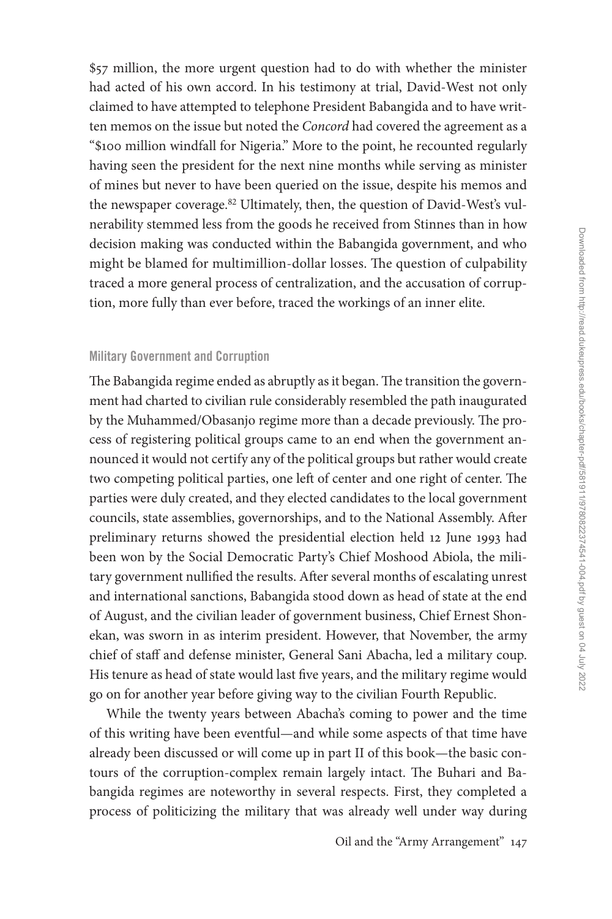$57 million, the more urgent question had to do with whether the minister had acted of his own accord. In his testimony at trial, David-West not only claimed to have attempted to telephone President Babangida and to have written memos on the issue but noted the *Concord* had covered the agreement as a "$100 million windfall for Nigeria." More to the point, he recounted regularly having seen the president for the next nine months while serving as minister of mines but never to have been queried on the issue, despite his memos and the newspaper coverage.[82] Ultimately, then, the question of David-West's vulnerability stemmed less from the goods he received from Stinnes than in how decision making was conducted within the Babangida government, and who might be blamed for multimillion-dollar losses. The question of culpability traced a more general process of centralization, and the accusation of corruption, more fully than ever before, traced the workings of an inner elite.

### Military Government and Corruption

The Babangida regime ended as abruptly as it began. The transition the government had charted to civilian rule considerably resembled the path inaugurated by the Muhammed/Obasanjo regime more than a decade previously. The process of registering political groups came to an end when the government announced it would not certify any of the political groups but rather would create two competing political parties, one left of center and one right of center. The parties were duly created, and they elected candidates to the local government councils, state assemblies, governorships, and to the National Assembly. After preliminary returns showed the presidential election held 12 June 1993 had been won by the Social Democratic Party's Chief Moshood Abiola, the military government nullified the results. After several months of escalating unrest and international sanctions, Babangida stood down as head of state at the end of August, and the civilian leader of government business, Chief Ernest Shonekan, was sworn in as interim president. However, that November, the army chief of staff and defense minister, General Sani Abacha, led a military coup. His tenure as head of state would last five years, and the military regime would go on for another year before giving way to the civilian Fourth Republic.

While the twenty years between Abacha's coming to power and the time of this writing have been eventful—and while some aspects of that time have already been discussed or will come up in part II of this book—the basic contours of the corruption-complex remain largely intact. The Buhari and Babangida regimes are noteworthy in several respects. First, they completed a process of politicizing the military that was already well under way during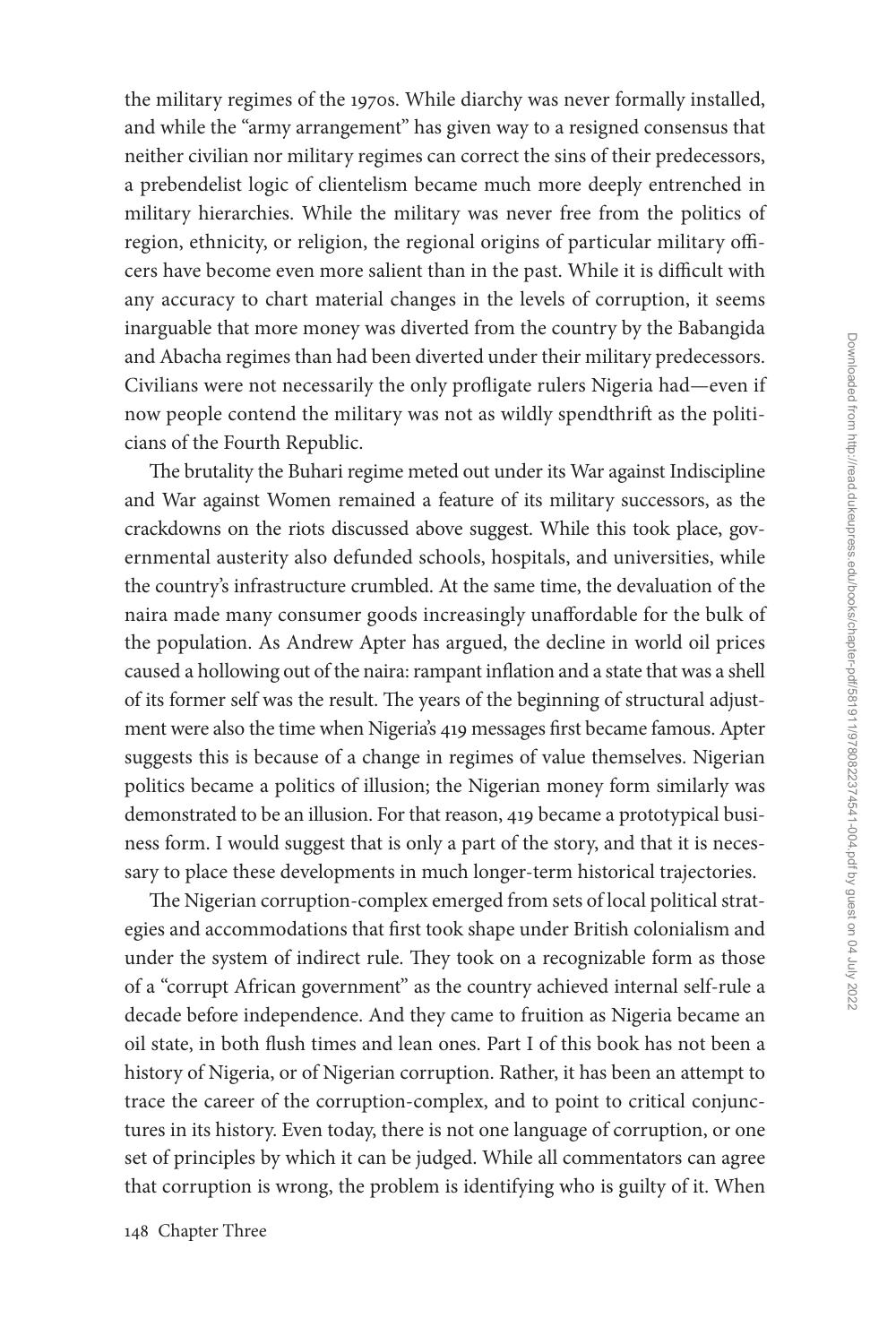the military regimes of the 1970s. While diarchy was never formally installed, and while the "army arrangement" has given way to a resigned consensus that neither civilian nor military regimes can correct the sins of their predecessors, a prebendelist logic of clientelism became much more deeply entrenched in military hierarchies. While the military was never free from the politics of region, ethnicity, or religion, the regional origins of particular military officers have become even more salient than in the past. While it is difficult with any accuracy to chart material changes in the levels of corruption, it seems inarguable that more money was diverted from the country by the Babangida and Abacha regimes than had been diverted under their military predecessors. Civilians were not necessarily the only profligate rulers Nigeria had—even if now people contend the military was not as wildly spendthrift as the politicians of the Fourth Republic.

The brutality the Buhari regime meted out under its War against Indiscipline and War against Women remained a feature of its military successors, as the crackdowns on the riots discussed above suggest. While this took place, governmental austerity also defunded schools, hospitals, and universities, while the country's infrastructure crumbled. At the same time, the devaluation of the naira made many consumer goods increasingly unaffordable for the bulk of the population. As Andrew Apter has argued, the decline in world oil prices caused a hollowing out of the naira: rampant inflation and a state that was a shell of its former self was the result. The years of the beginning of structural adjustment were also the time when Nigeria's 419 messages first became famous. Apter suggests this is because of a change in regimes of value themselves. Nigerian politics became a politics of illusion; the Nigerian money form similarly was demonstrated to be an illusion. For that reason, 419 became a prototypical business form. I would suggest that is only a part of the story, and that it is necessary to place these developments in much longer-term historical trajectories.

The Nigerian corruption-complex emerged from sets of local political strategies and accommodations that first took shape under British colonialism and under the system of indirect rule. They took on a recognizable form as those of a "corrupt African government" as the country achieved internal self-rule a decade before independence. And they came to fruition as Nigeria became an oil state, in both flush times and lean ones. Part I of this book has not been a history of Nigeria, or of Nigerian corruption. Rather, it has been an attempt to trace the career of the corruption-complex, and to point to critical conjunctures in its history. Even today, there is not one language of corruption, or one set of principles by which it can be judged. While all commentators can agree that corruption is wrong, the problem is identifying who is guilty of it. When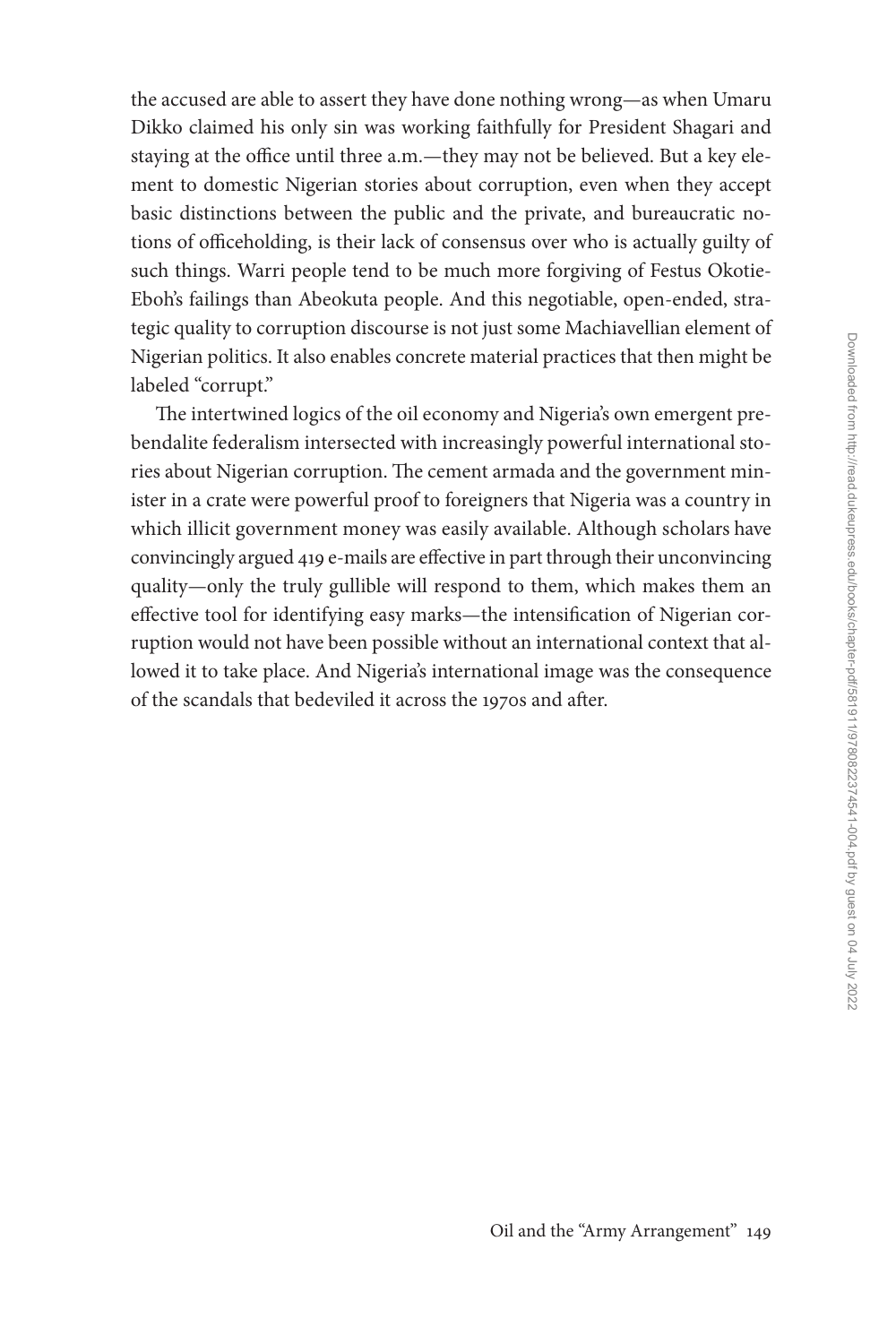the accused are able to assert they have done nothing wrong—as when Umaru Dikko claimed his only sin was working faithfully for President Shagari and staying at the office until three a.m.—they may not be believed. But a key element to domestic Nigerian stories about corruption, even when they accept basic distinctions between the public and the private, and bureaucratic notions of officeholding, is their lack of consensus over who is actually guilty of such things. Warri people tend to be much more forgiving of Festus Okotie-Eboh's failings than Abeokuta people. And this negotiable, open-ended, strategic quality to corruption discourse is not just some Machiavellian element of Nigerian politics. It also enables concrete material practices that then might be labeled "corrupt."

The intertwined logics of the oil economy and Nigeria's own emergent prebendalite federalism intersected with increasingly powerful international stories about Nigerian corruption. The cement armada and the government minister in a crate were powerful proof to foreigners that Nigeria was a country in which illicit government money was easily available. Although scholars have convincingly argued 419 e-mails are effective in part through their unconvincing quality—only the truly gullible will respond to them, which makes them an effective tool for identifying easy marks—the intensification of Nigerian corruption would not have been possible without an international context that allowed it to take place. And Nigeria's international image was the consequence of the scandals that bedeviled it across the 1970s and after.